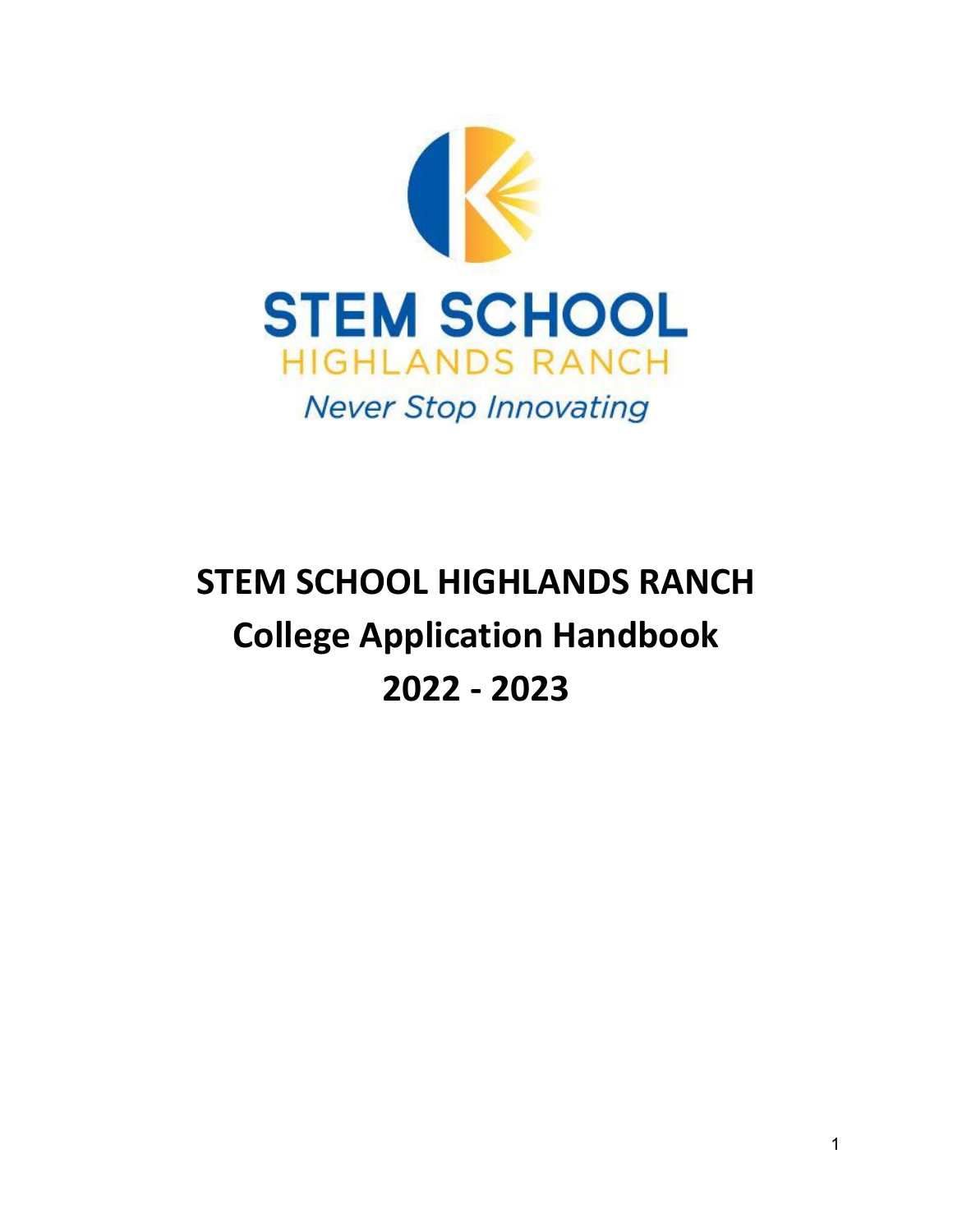STEM SCHOOL

HIGHLANDS RANCH

*Never Stop Innovating*

# STEM SCHOOL HIGHLANDS RANCH
# College Application Handbook
# 2022 - 2023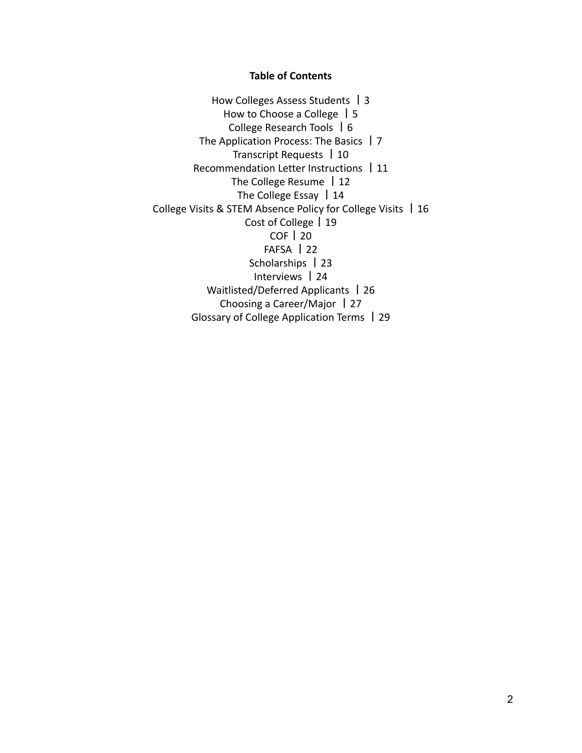**Table of Contents**

How Colleges Assess Students | 3
How to Choose a College | 5
College Research Tools | 6
The Application Process: The Basics | 7
Transcript Requests | 10
Recommendation Letter Instructions | 11
The College Resume | 12
The College Essay | 14
College Visits & STEM Absence Policy for College Visits | 16
Cost of College | 19
COF | 20
FAFSA | 22
Scholarships | 23
Interviews | 24
Waitlisted/Deferred Applicants | 26
Choosing a Career/Major | 27
Glossary of College Application Terms | 29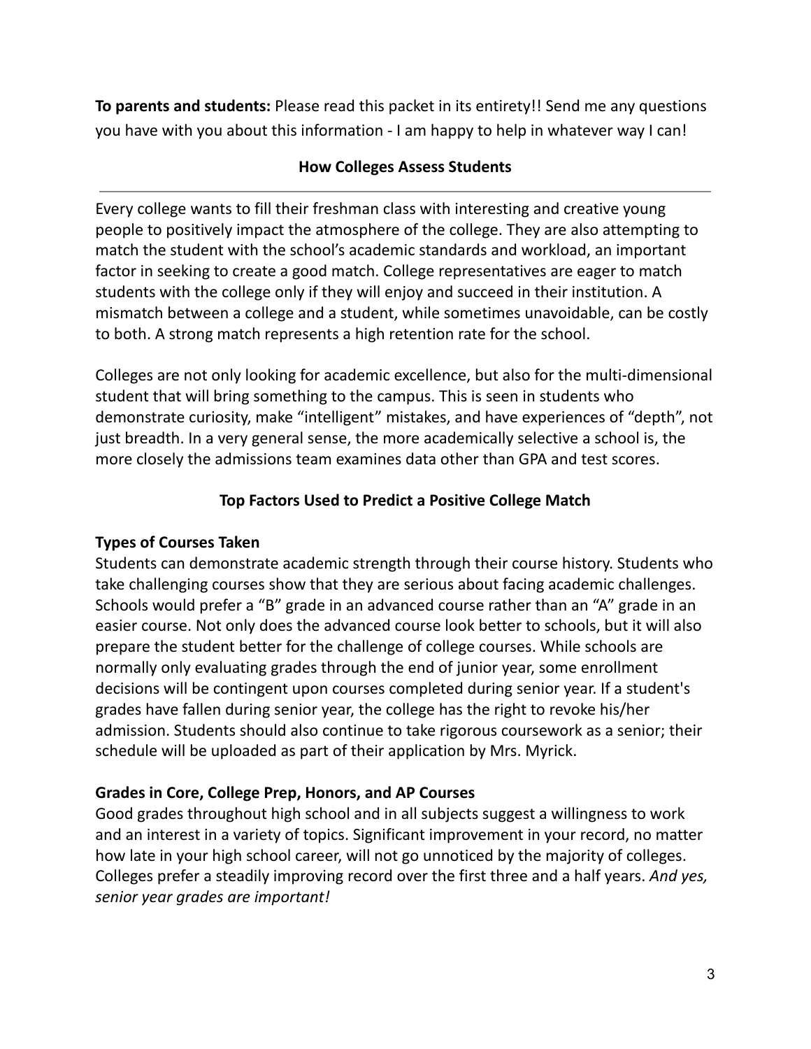**To parents and students:** Please read this packet in its entirety!! Send me any questions you have with you about this information - I am happy to help in whatever way I can!

## How Colleges Assess Students

---

Every college wants to fill their freshman class with interesting and creative young people to positively impact the atmosphere of the college. They are also attempting to match the student with the school's academic standards and workload, an important factor in seeking to create a good match. College representatives are eager to match students with the college only if they will enjoy and succeed in their institution. A mismatch between a college and a student, while sometimes unavoidable, can be costly to both. A strong match represents a high retention rate for the school.

Colleges are not only looking for academic excellence, but also for the multi-dimensional student that will bring something to the campus. This is seen in students who demonstrate curiosity, make "intelligent" mistakes, and have experiences of "depth", not just breadth. In a very general sense, the more academically selective a school is, the more closely the admissions team examines data other than GPA and test scores.

## Top Factors Used to Predict a Positive College Match

### Types of Courses Taken

Students can demonstrate academic strength through their course history. Students who take challenging courses show that they are serious about facing academic challenges. Schools would prefer a "B" grade in an advanced course rather than an "A" grade in an easier course. Not only does the advanced course look better to schools, but it will also prepare the student better for the challenge of college courses. While schools are normally only evaluating grades through the end of junior year, some enrollment decisions will be contingent upon courses completed during senior year. If a student's grades have fallen during senior year, the college has the right to revoke his/her admission. Students should also continue to take rigorous coursework as a senior; their schedule will be uploaded as part of their application by Mrs. Myrick.

### Grades in Core, College Prep, Honors, and AP Courses

Good grades throughout high school and in all subjects suggest a willingness to work and an interest in a variety of topics. Significant improvement in your record, no matter how late in your high school career, will not go unnoticed by the majority of colleges. Colleges prefer a steadily improving record over the first three and a half years. *And yes, senior year grades are important!*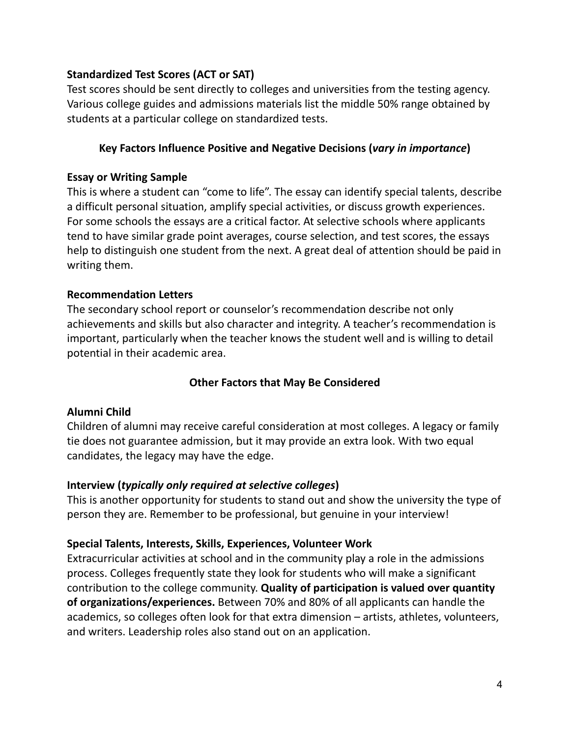### Standardized Test Scores (ACT or SAT)

Test scores should be sent directly to colleges and universities from the testing agency. Various college guides and admissions materials list the middle 50% range obtained by students at a particular college on standardized tests.

## Key Factors Influence Positive and Negative Decisions (*vary in importance*)

### Essay or Writing Sample

This is where a student can "come to life". The essay can identify special talents, describe a difficult personal situation, amplify special activities, or discuss growth experiences. For some schools the essays are a critical factor. At selective schools where applicants tend to have similar grade point averages, course selection, and test scores, the essays help to distinguish one student from the next. A great deal of attention should be paid in writing them.

### Recommendation Letters

The secondary school report or counselor's recommendation describe not only achievements and skills but also character and integrity. A teacher's recommendation is important, particularly when the teacher knows the student well and is willing to detail potential in their academic area.

## Other Factors that May Be Considered

### Alumni Child

Children of alumni may receive careful consideration at most colleges. A legacy or family tie does not guarantee admission, but it may provide an extra look. With two equal candidates, the legacy may have the edge.

### Interview (*typically only required at selective colleges*)

This is another opportunity for students to stand out and show the university the type of person they are. Remember to be professional, but genuine in your interview!

### Special Talents, Interests, Skills, Experiences, Volunteer Work

Extracurricular activities at school and in the community play a role in the admissions process. Colleges frequently state they look for students who will make a significant contribution to the college community. **Quality of participation is valued over quantity of organizations/experiences.** Between 70% and 80% of all applicants can handle the academics, so colleges often look for that extra dimension – artists, athletes, volunteers, and writers. Leadership roles also stand out on an application.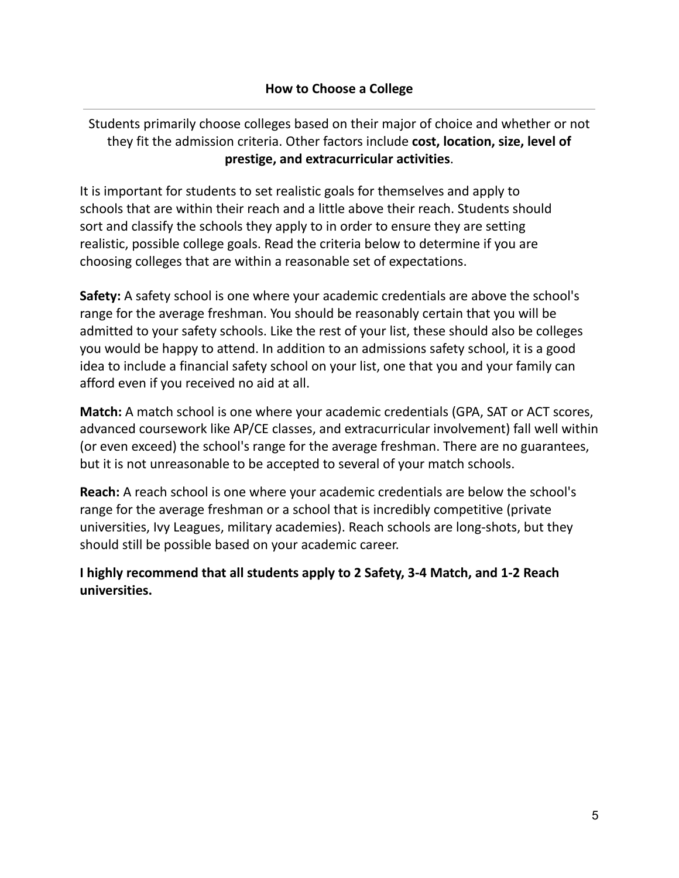# How to Choose a College

---

Students primarily choose colleges based on their major of choice and whether or not they fit the admission criteria. Other factors include **cost, location, size, level of prestige, and extracurricular activities**.

It is important for students to set realistic goals for themselves and apply to schools that are within their reach and a little above their reach. Students should sort and classify the schools they apply to in order to ensure they are setting realistic, possible college goals. Read the criteria below to determine if you are choosing colleges that are within a reasonable set of expectations.

**Safety:** A safety school is one where your academic credentials are above the school's range for the average freshman. You should be reasonably certain that you will be admitted to your safety schools. Like the rest of your list, these should also be colleges you would be happy to attend. In addition to an admissions safety school, it is a good idea to include a financial safety school on your list, one that you and your family can afford even if you received no aid at all.

**Match:** A match school is one where your academic credentials (GPA, SAT or ACT scores, advanced coursework like AP/CE classes, and extracurricular involvement) fall well within (or even exceed) the school's range for the average freshman. There are no guarantees, but it is not unreasonable to be accepted to several of your match schools.

**Reach:** A reach school is one where your academic credentials are below the school's range for the average freshman or a school that is incredibly competitive (private universities, Ivy Leagues, military academies). Reach schools are long-shots, but they should still be possible based on your academic career.

**I highly recommend that all students apply to 2 Safety, 3-4 Match, and 1-2 Reach universities.**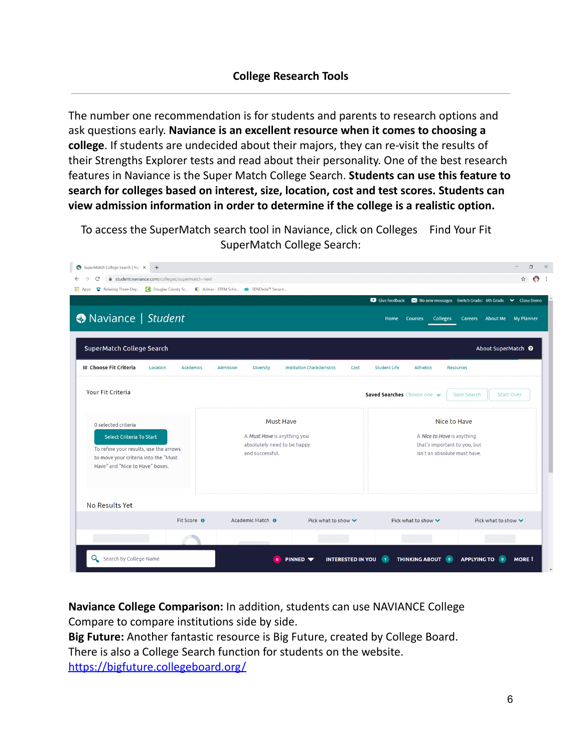**College Research Tools**

---

The number one recommendation is for students and parents to research options and ask questions early. **Naviance is an excellent resource when it comes to choosing a college**. If students are undecided about their majors, they can re-visit the results of their Strengths Explorer tests and read about their personality. One of the best research features in Naviance is the Super Match College Search. **Students can use this feature to search for colleges based on interest, size, location, cost and test scores. Students can view admission information in order to determine if the college is a realistic option.**

To access the SuperMatch search tool in Naviance, click on Colleges Find Your Fit SuperMatch College Search:

**Naviance College Comparison:** In addition, students can use NAVIANCE College Compare to compare institutions side by side.
**Big Future:** Another fantastic resource is Big Future, created by College Board. There is also a College Search function for students on the website.
[https://bigfuture.collegeboard.org/](https://bigfuture.collegeboard.org/)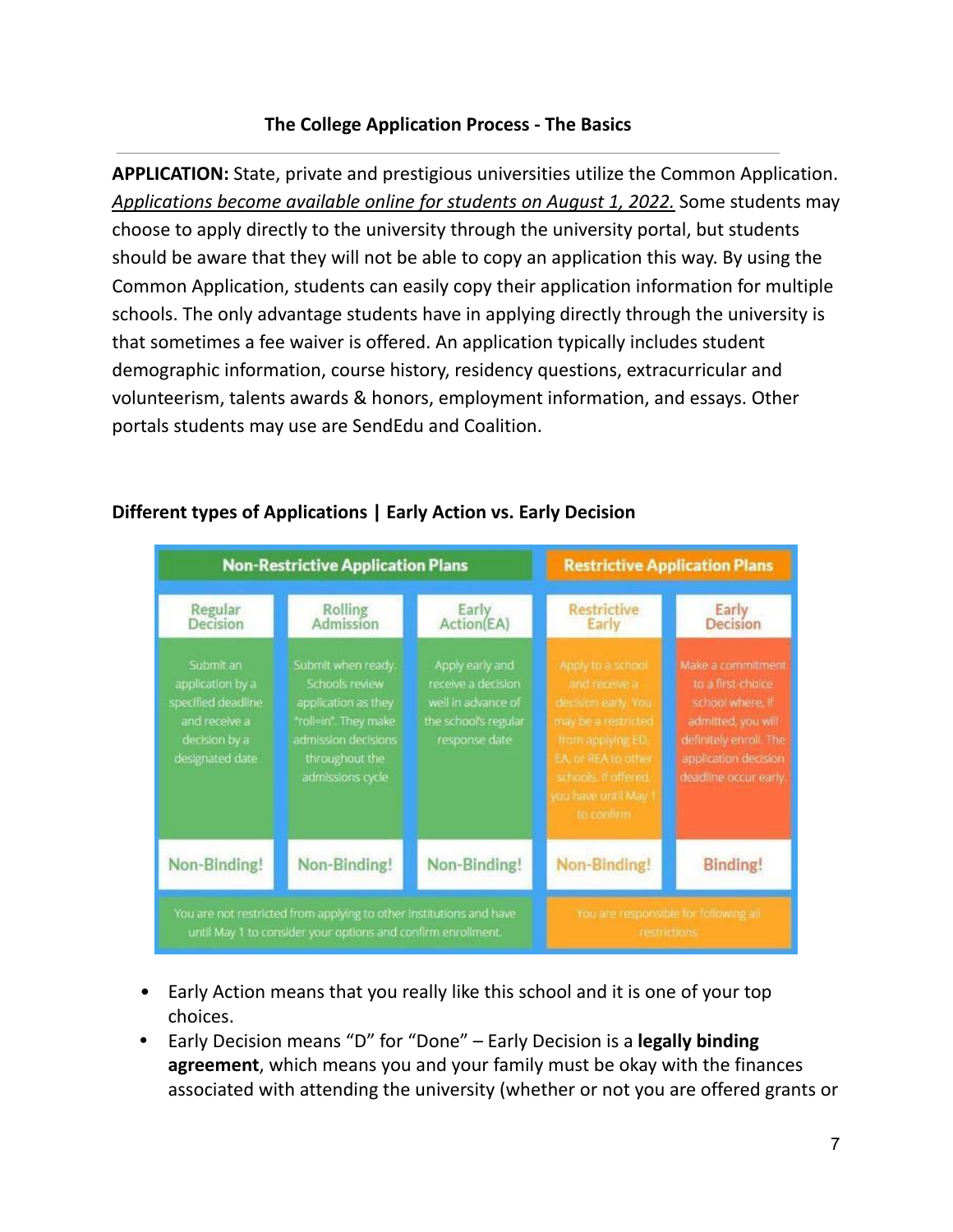**The College Application Process - The Basics**

---

**APPLICATION:** State, private and prestigious universities utilize the Common Application. *Applications become available online for students on August 1, 2022.* Some students may choose to apply directly to the university through the university portal, but students should be aware that they will not be able to copy an application this way. By using the Common Application, students can easily copy their application information for multiple schools. The only advantage students have in applying directly through the university is that sometimes a fee waiver is offered. An application typically includes student demographic information, course history, residency questions, extracurricular and volunteerism, talents awards & honors, employment information, and essays. Other portals students may use are SendEdu and Coalition.

**Different types of Applications | Early Action vs. Early Decision**

| Non-Restrictive Application Plans | | | Restrictive Application Plans | |
|---|---|---|---|---|
| Regular Decision | Rolling Admission | Early Action(EA) | Restrictive Early | Early Decision |
| Submit an application by a specified deadline and receive a decision by a designated date | Submit when ready. Schools review application as they "roll-in". They make admission decisions throughout the admissions cycle | Apply early and receive a decision well in advance of the school's regular response date | Apply to a school and receive a decision early. You may be a restricted from applying ED, EA, or REA to other schools. If offered, you have until May 1 to confirm | Make a commitment to a first-choice school where, if admitted, you will definitely enroll. The application decision deadline occur early. |
| Non-Binding! | Non-Binding! | Non-Binding! | Non-Binding! | Binding! |
| You are not restricted from applying to other institutions and have until May 1 to consider your options and confirm enrollment. | | | You are responsible for following all restrictions | |

- Early Action means that you really like this school and it is one of your top choices.
- Early Decision means "D" for "Done" – Early Decision is a **legally binding agreement**, which means you and your family must be okay with the finances associated with attending the university (whether or not you are offered grants or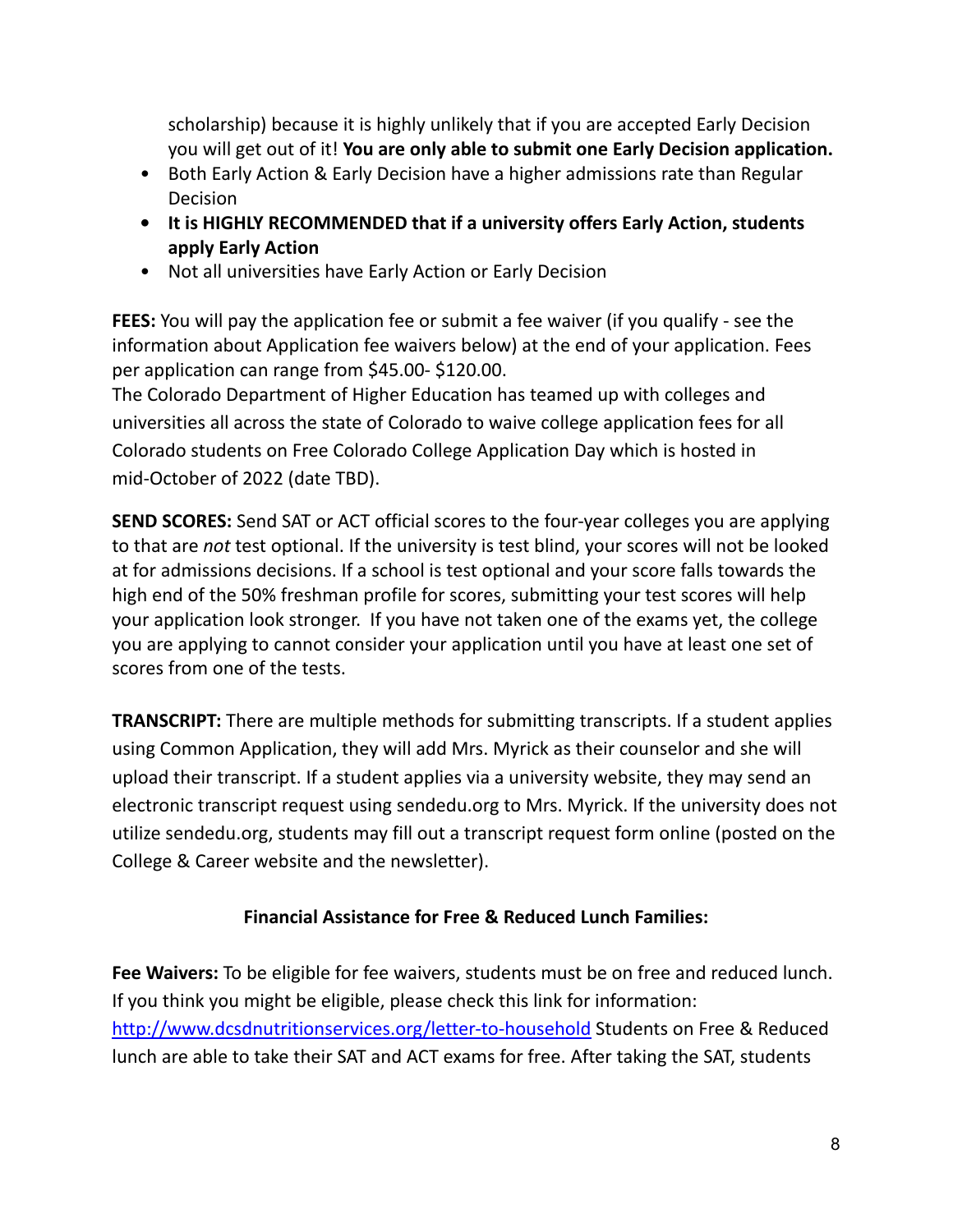scholarship) because it is highly unlikely that if you are accepted Early Decision you will get out of it! **You are only able to submit one Early Decision application.**

- Both Early Action & Early Decision have a higher admissions rate than Regular Decision
- **It is HIGHLY RECOMMENDED that if a university offers Early Action, students apply Early Action**
- Not all universities have Early Action or Early Decision

**FEES:** You will pay the application fee or submit a fee waiver (if you qualify - see the information about Application fee waivers below) at the end of your application. Fees per application can range from $45.00- $120.00.
The Colorado Department of Higher Education has teamed up with colleges and universities all across the state of Colorado to waive college application fees for all Colorado students on Free Colorado College Application Day which is hosted in mid-October of 2022 (date TBD).

**SEND SCORES:** Send SAT or ACT official scores to the four-year colleges you are applying to that are *not* test optional. If the university is test blind, your scores will not be looked at for admissions decisions. If a school is test optional and your score falls towards the high end of the 50% freshman profile for scores, submitting your test scores will help your application look stronger. If you have not taken one of the exams yet, the college you are applying to cannot consider your application until you have at least one set of scores from one of the tests.

**TRANSCRIPT:** There are multiple methods for submitting transcripts. If a student applies using Common Application, they will add Mrs. Myrick as their counselor and she will upload their transcript. If a student applies via a university website, they may send an electronic transcript request using sendedu.org to Mrs. Myrick. If the university does not utilize sendedu.org, students may fill out a transcript request form online (posted on the College & Career website and the newsletter).

**Financial Assistance for Free & Reduced Lunch Families:**

**Fee Waivers:** To be eligible for fee waivers, students must be on free and reduced lunch. If you think you might be eligible, please check this link for information: [http://www.dcsdnutritionservices.org/letter-to-household](http://www.dcsdnutritionservices.org/letter-to-household) Students on Free & Reduced lunch are able to take their SAT and ACT exams for free. After taking the SAT, students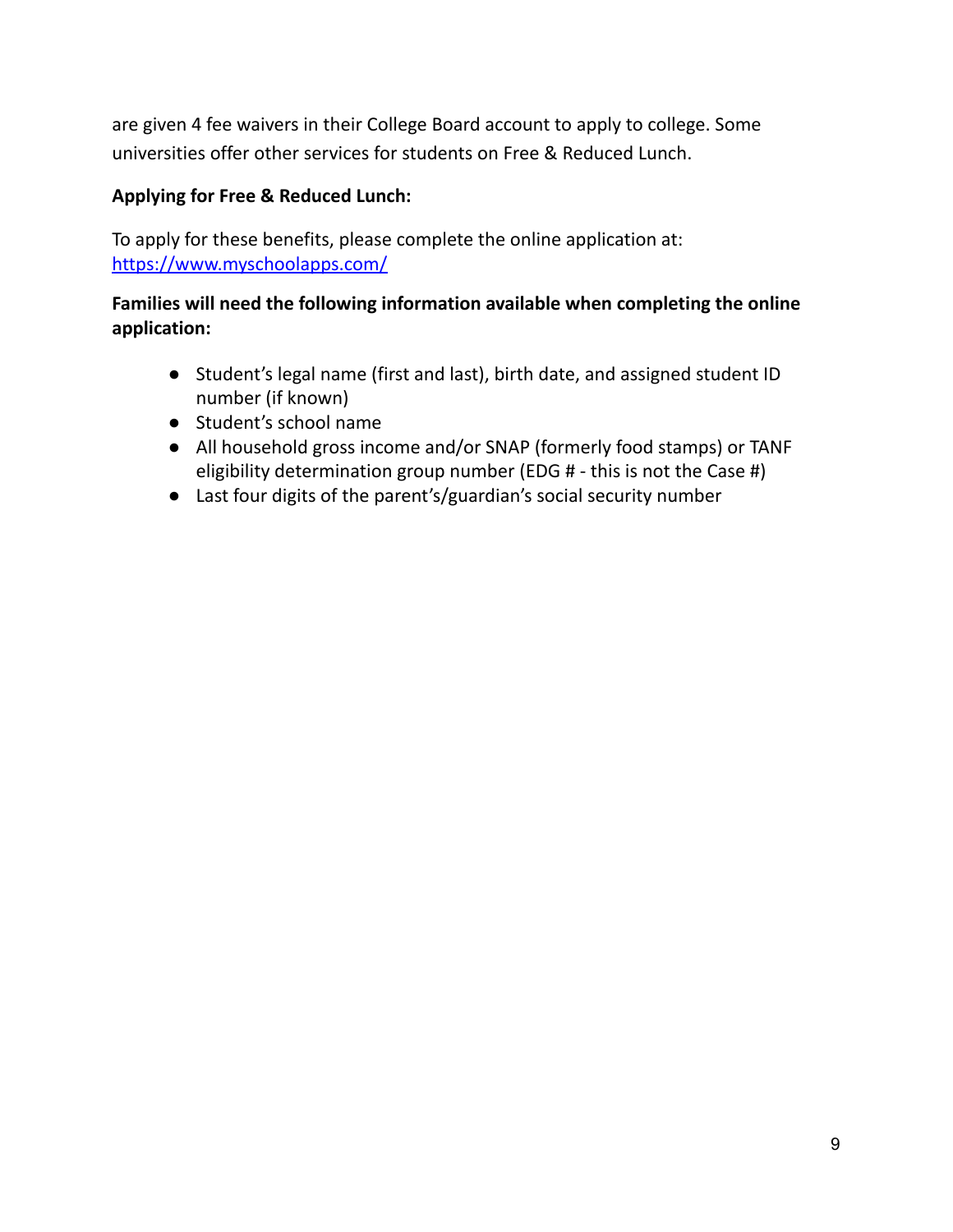are given 4 fee waivers in their College Board account to apply to college. Some universities offer other services for students on Free & Reduced Lunch.

**Applying for Free & Reduced Lunch:**

To apply for these benefits, please complete the online application at: [https://www.myschoolapps.com/](https://www.myschoolapps.com/)

**Families will need the following information available when completing the online application:**

- Student's legal name (first and last), birth date, and assigned student ID number (if known)
- Student's school name
- All household gross income and/or SNAP (formerly food stamps) or TANF eligibility determination group number (EDG # - this is not the Case #)
- Last four digits of the parent's/guardian's social security number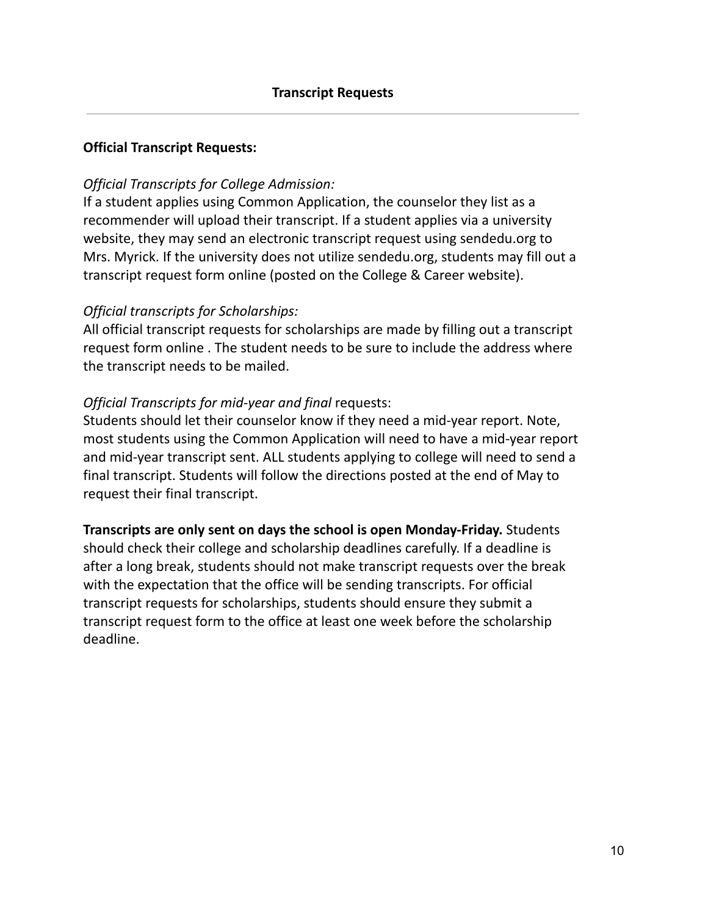## Transcript Requests

---

**Official Transcript Requests:**

*Official Transcripts for College Admission:*
If a student applies using Common Application, the counselor they list as a recommender will upload their transcript. If a student applies via a university website, they may send an electronic transcript request using sendedu.org to Mrs. Myrick. If the university does not utilize sendedu.org, students may fill out a transcript request form online (posted on the College & Career website).

*Official transcripts for Scholarships:*
All official transcript requests for scholarships are made by filling out a transcript request form online . The student needs to be sure to include the address where the transcript needs to be mailed.

*Official Transcripts for mid-year and final* requests:
Students should let their counselor know if they need a mid-year report. Note, most students using the Common Application will need to have a mid-year report and mid-year transcript sent. ALL students applying to college will need to send a final transcript. Students will follow the directions posted at the end of May to request their final transcript.

**Transcripts are only sent on days the school is open Monday-Friday.** Students should check their college and scholarship deadlines carefully. If a deadline is after a long break, students should not make transcript requests over the break with the expectation that the office will be sending transcripts. For official transcript requests for scholarships, students should ensure they submit a transcript request form to the office at least one week before the scholarship deadline.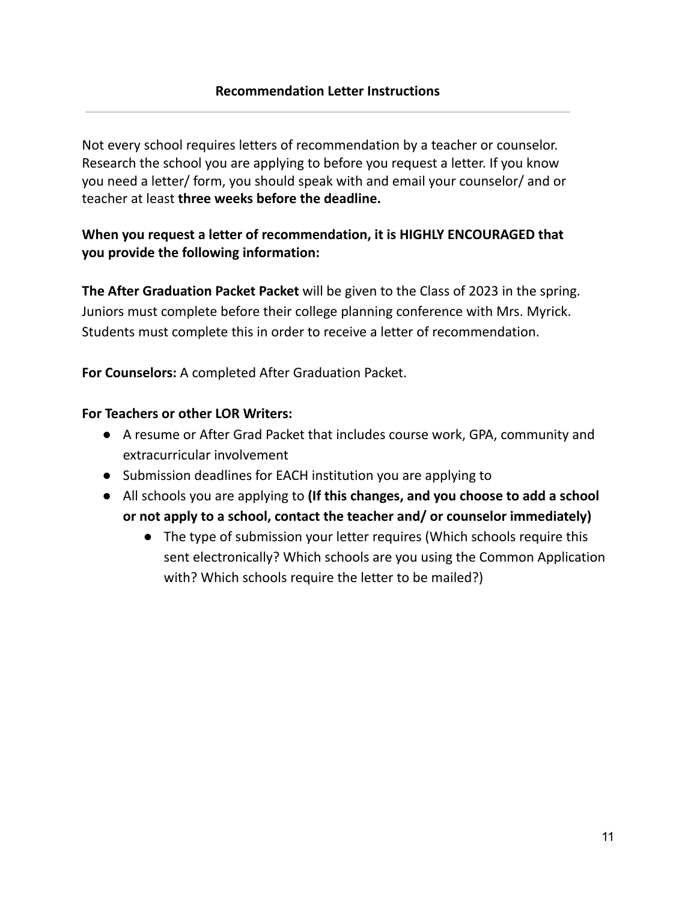## Recommendation Letter Instructions

---

Not every school requires letters of recommendation by a teacher or counselor. Research the school you are applying to before you request a letter. If you know you need a letter/ form, you should speak with and email your counselor/ and or teacher at least **three weeks before the deadline.**

**When you request a letter of recommendation, it is HIGHLY ENCOURAGED that you provide the following information:**

**The After Graduation Packet Packet** will be given to the Class of 2023 in the spring. Juniors must complete before their college planning conference with Mrs. Myrick. Students must complete this in order to receive a letter of recommendation.

**For Counselors:** A completed After Graduation Packet.

**For Teachers or other LOR Writers:**

- A resume or After Grad Packet that includes course work, GPA, community and extracurricular involvement
- Submission deadlines for EACH institution you are applying to
- All schools you are applying to **(If this changes, and you choose to add a school or not apply to a school, contact the teacher and/ or counselor immediately)**
    - The type of submission your letter requires (Which schools require this sent electronically? Which schools are you using the Common Application with? Which schools require the letter to be mailed?)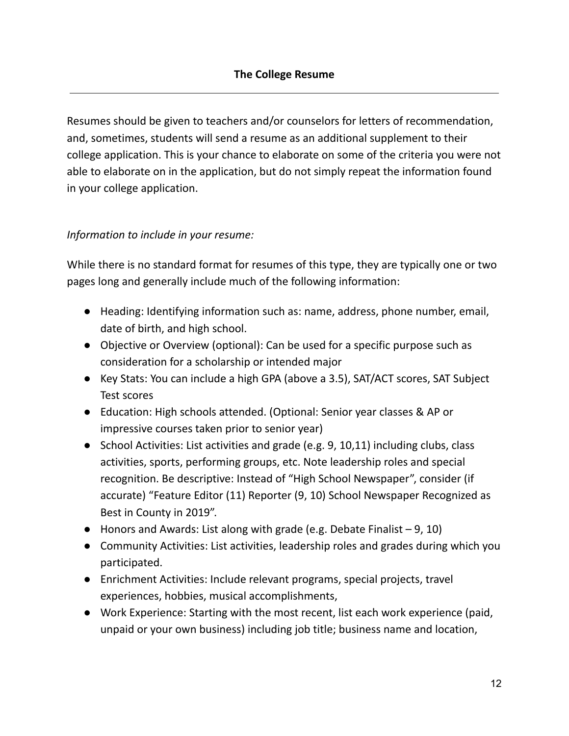## The College Resume

---

Resumes should be given to teachers and/or counselors for letters of recommendation, and, sometimes, students will send a resume as an additional supplement to their college application. This is your chance to elaborate on some of the criteria you were not able to elaborate on in the application, but do not simply repeat the information found in your college application.

*Information to include in your resume:*

While there is no standard format for resumes of this type, they are typically one or two pages long and generally include much of the following information:

- Heading: Identifying information such as: name, address, phone number, email, date of birth, and high school.
- Objective or Overview (optional): Can be used for a specific purpose such as consideration for a scholarship or intended major
- Key Stats: You can include a high GPA (above a 3.5), SAT/ACT scores, SAT Subject Test scores
- Education: High schools attended. (Optional: Senior year classes & AP or impressive courses taken prior to senior year)
- School Activities: List activities and grade (e.g. 9, 10,11) including clubs, class activities, sports, performing groups, etc. Note leadership roles and special recognition. Be descriptive: Instead of "High School Newspaper", consider (if accurate) "Feature Editor (11) Reporter (9, 10) School Newspaper Recognized as Best in County in 2019".
- Honors and Awards: List along with grade (e.g. Debate Finalist – 9, 10)
- Community Activities: List activities, leadership roles and grades during which you participated.
- Enrichment Activities: Include relevant programs, special projects, travel experiences, hobbies, musical accomplishments,
- Work Experience: Starting with the most recent, list each work experience (paid, unpaid or your own business) including job title; business name and location,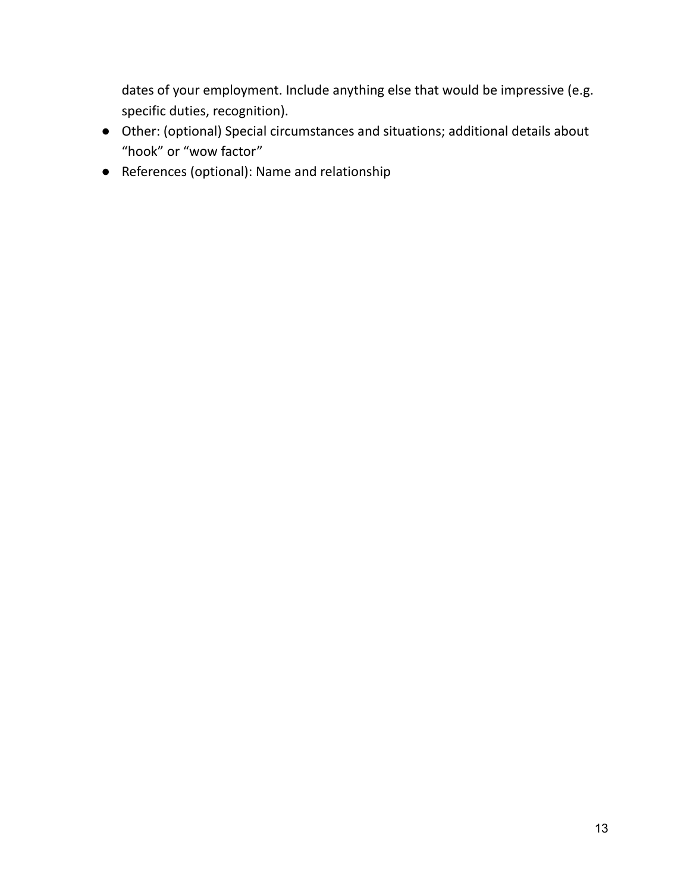dates of your employment. Include anything else that would be impressive (e.g. specific duties, recognition).

- Other: (optional) Special circumstances and situations; additional details about "hook" or "wow factor"
- References (optional): Name and relationship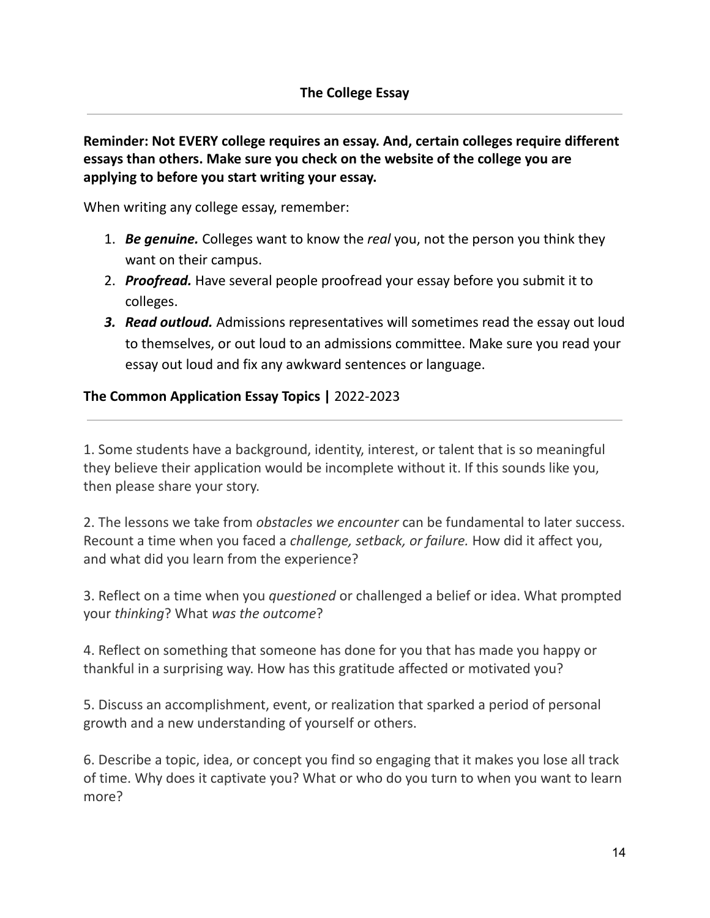## The College Emy

## The College Essay

---

**Reminder: Not EVERY college requires an essay. And, certain colleges require different essays than others. Make sure you check on the website of the college you are applying to before you start writing your essay.**

When writing any college essay, remember:

1. ***Be genuine.*** Colleges want to know the *real* you, not the person you think they want on their campus.
2. ***Proofread.*** Have several people proofread your essay before you submit it to colleges.
3. ***Read outloud.*** Admissions representatives will sometimes read the essay out loud to themselves, or out loud to an admissions committee. Make sure you read your essay out loud and fix any awkward sentences or language.

### **The Common Application Essay Topics |** 2022-2023

---

1. Some students have a background, identity, interest, or talent that is so meaningful they believe their application would be incomplete without it. If this sounds like you, then please share your story.

2. The lessons we take from *obstacles we encounter* can be fundamental to later success. Recount a time when you faced a *challenge, setback, or failure.* How did it affect you, and what did you learn from the experience?

3. Reflect on a time when you *questioned* or challenged a belief or idea. What prompted your *thinking*? What *was the outcome*?

4. Reflect on something that someone has done for you that has made you happy or thankful in a surprising way. How has this gratitude affected or motivated you?

5. Discuss an accomplishment, event, or realization that sparked a period of personal growth and a new understanding of yourself or others.

6. Describe a topic, idea, or concept you find so engaging that it makes you lose all track of time. Why does it captivate you? What or who do you turn to when you want to learn more?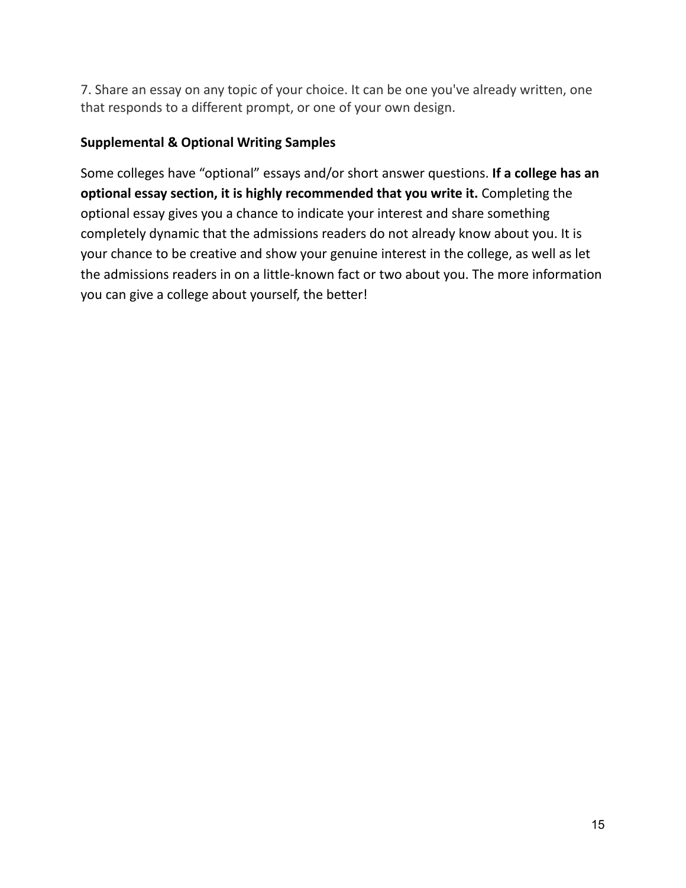7. Share an essay on any topic of your choice. It can be one you've already written, one that responds to a different prompt, or one of your own design.

**Supplemental & Optional Writing Samples**

Some colleges have “optional” essays and/or short answer questions. **If a college has an optional essay section, it is highly recommended that you write it.** Completing the optional essay gives you a chance to indicate your interest and share something completely dynamic that the admissions readers do not already know about you. It is your chance to be creative and show your genuine interest in the college, as well as let the admissions readers in on a little-known fact or two about you. The more information you can give a college about yourself, the better!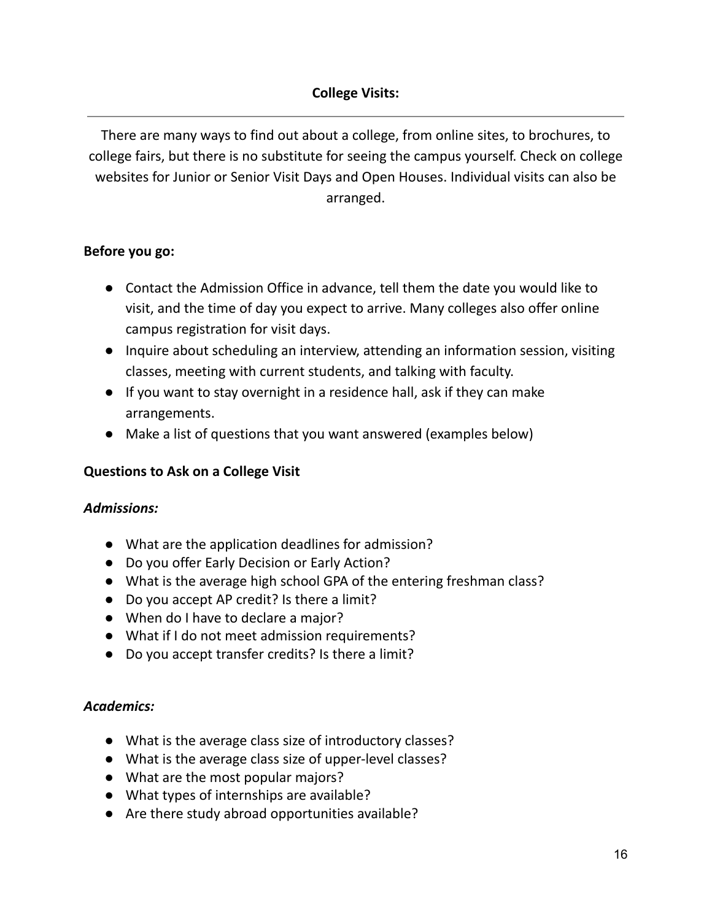## College Visits:

---

There are many ways to find out about a college, from online sites, to brochures, to college fairs, but there is no substitute for seeing the campus yourself. Check on college websites for Junior or Senior Visit Days and Open Houses. Individual visits can also be arranged.

**Before you go:**

- Contact the Admission Office in advance, tell them the date you would like to visit, and the time of day you expect to arrive. Many colleges also offer online campus registration for visit days.
- Inquire about scheduling an interview, attending an information session, visiting classes, meeting with current students, and talking with faculty.
- If you want to stay overnight in a residence hall, ask if they can make arrangements.
- Make a list of questions that you want answered (examples below)

**Questions to Ask on a College Visit**

***Admissions:***

- What are the application deadlines for admission?
- Do you offer Early Decision or Early Action?
- What is the average high school GPA of the entering freshman class?
- Do you accept AP credit? Is there a limit?
- When do I have to declare a major?
- What if I do not meet admission requirements?
- Do you accept transfer credits? Is there a limit?

***Academics:***

- What is the average class size of introductory classes?
- What is the average class size of upper-level classes?
- What are the most popular majors?
- What types of internships are available?
- Are there study abroad opportunities available?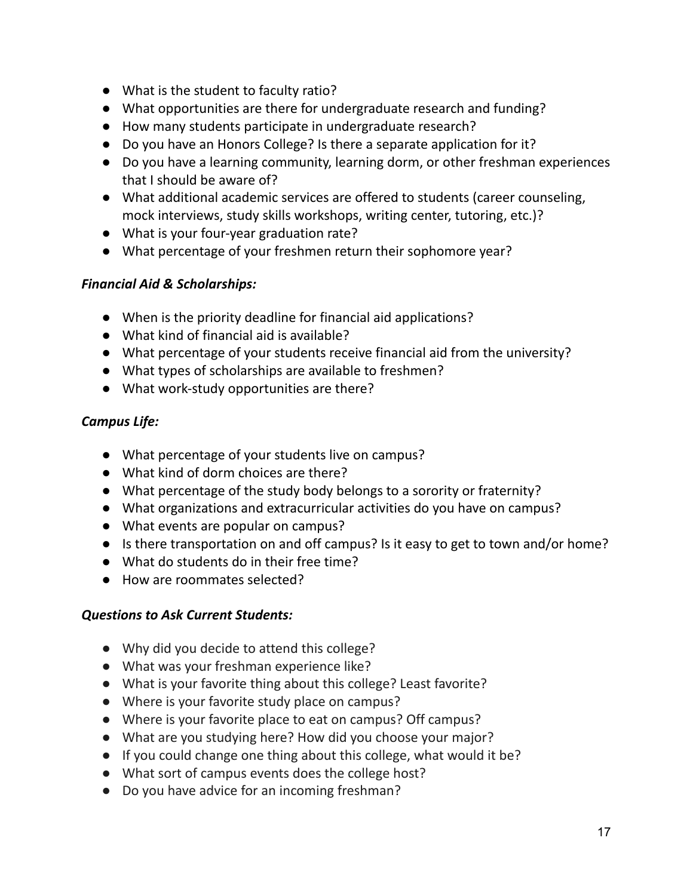- What is the student to faculty ratio?
- What opportunities are there for undergraduate research and funding?
- How many students participate in undergraduate research?
- Do you have an Honors College? Is there a separate application for it?
- Do you have a learning community, learning dorm, or other freshman experiences that I should be aware of?
- What additional academic services are offered to students (career counseling, mock interviews, study skills workshops, writing center, tutoring, etc.)?
- What is your four-year graduation rate?
- What percentage of your freshmen return their sophomore year?

***Financial Aid & Scholarships:***

- When is the priority deadline for financial aid applications?
- What kind of financial aid is available?
- What percentage of your students receive financial aid from the university?
- What types of scholarships are available to freshmen?
- What work-study opportunities are there?

***Campus Life:***

- What percentage of your students live on campus?
- What kind of dorm choices are there?
- What percentage of the study body belongs to a sorority or fraternity?
- What organizations and extracurricular activities do you have on campus?
- What events are popular on campus?
- Is there transportation on and off campus? Is it easy to get to town and/or home?
- What do students do in their free time?
- How are roommates selected?

***Questions to Ask Current Students:***

- Why did you decide to attend this college?
- What was your freshman experience like?
- What is your favorite thing about this college? Least favorite?
- Where is your favorite study place on campus?
- Where is your favorite place to eat on campus? Off campus?
- What are you studying here? How did you choose your major?
- If you could change one thing about this college, what would it be?
- What sort of campus events does the college host?
- Do you have advice for an incoming freshman?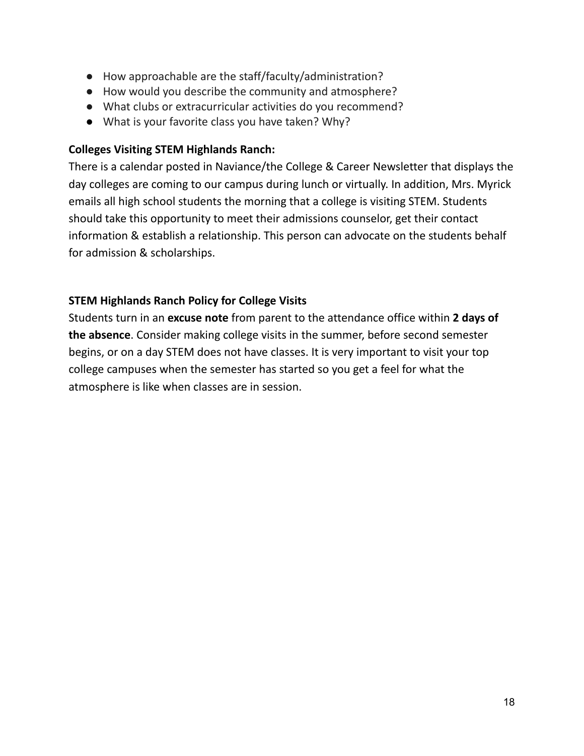- How approachable are the staff/faculty/administration?
- How would you describe the community and atmosphere?
- What clubs or extracurricular activities do you recommend?
- What is your favorite class you have taken? Why?

**Colleges Visiting STEM Highlands Ranch:**

There is a calendar posted in Naviance/the College & Career Newsletter that displays the day colleges are coming to our campus during lunch or virtually. In addition, Mrs. Myrick emails all high school students the morning that a college is visiting STEM. Students should take this opportunity to meet their admissions counselor, get their contact information & establish a relationship. This person can advocate on the students behalf for admission & scholarships.

**STEM Highlands Ranch Policy for College Visits**

Students turn in an **excuse note** from parent to the attendance office within **2 days of the absence**. Consider making college visits in the summer, before second semester begins, or on a day STEM does not have classes. It is very important to visit your top college campuses when the semester has started so you get a feel for what the atmosphere is like when classes are in session.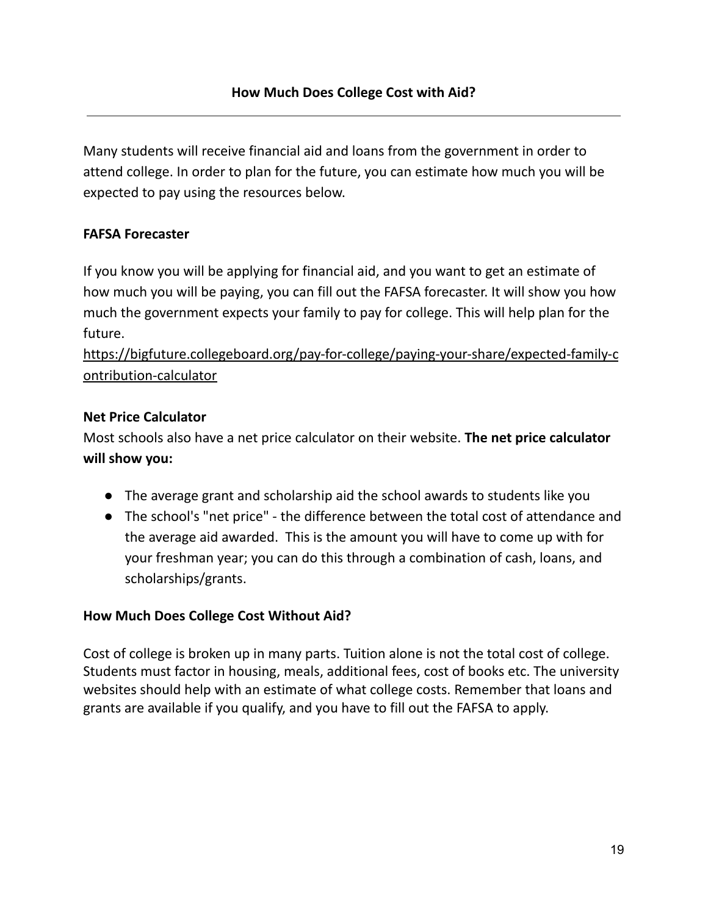## How Much Does College Cost with Aid?

---

Many students will receive financial aid and loans from the government in order to attend college. In order to plan for the future, you can estimate how much you will be expected to pay using the resources below.

**FAFSA Forecaster**

If you know you will be applying for financial aid, and you want to get an estimate of how much you will be paying, you can fill out the FAFSA forecaster. It will show you how much the government expects your family to pay for college. This will help plan for the future.
https://bigfuture.collegeboard.org/pay-for-college/paying-your-share/expected-family-contribution-calculator

**Net Price Calculator**
Most schools also have a net price calculator on their website. **The net price calculator will show you:**

- The average grant and scholarship aid the school awards to students like you
- The school's "net price" - the difference between the total cost of attendance and the average aid awarded. This is the amount you will have to come up with for your freshman year; you can do this through a combination of cash, loans, and scholarships/grants.

**How Much Does College Cost Without Aid?**

Cost of college is broken up in many parts. Tuition alone is not the total cost of college. Students must factor in housing, meals, additional fees, cost of books etc. The university websites should help with an estimate of what college costs. Remember that loans and grants are available if you qualify, and you have to fill out the FAFSA to apply.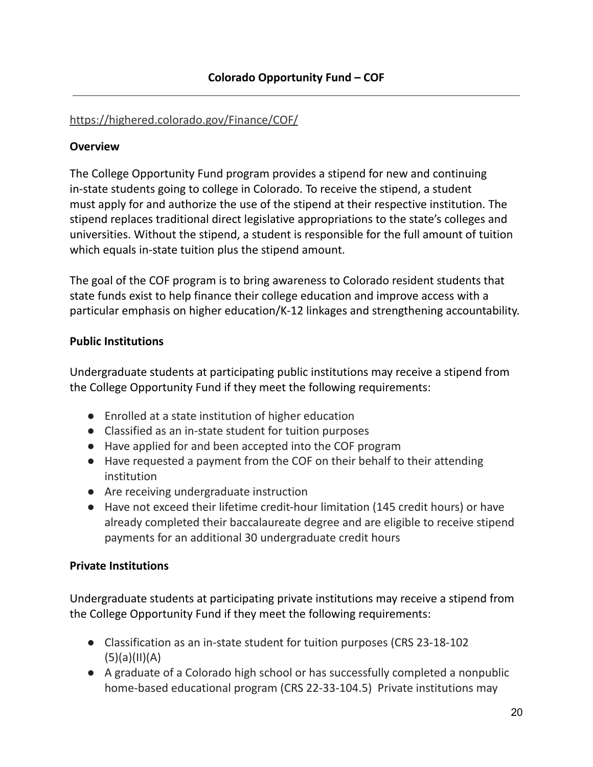## Colorado Opportunity Fund – COF

https://highered.colorado.gov/Finance/COF/

**Overview**

The College Opportunity Fund program provides a stipend for new and continuing in-state students going to college in Colorado. To receive the stipend, a student must apply for and authorize the use of the stipend at their respective institution. The stipend replaces traditional direct legislative appropriations to the state's colleges and universities. Without the stipend, a student is responsible for the full amount of tuition which equals in-state tuition plus the stipend amount.

The goal of the COF program is to bring awareness to Colorado resident students that state funds exist to help finance their college education and improve access with a particular emphasis on higher education/K-12 linkages and strengthening accountability.

**Public Institutions**

Undergraduate students at participating public institutions may receive a stipend from the College Opportunity Fund if they meet the following requirements:

- Enrolled at a state institution of higher education
- Classified as an in-state student for tuition purposes
- Have applied for and been accepted into the COF program
- Have requested a payment from the COF on their behalf to their attending institution
- Are receiving undergraduate instruction
- Have not exceed their lifetime credit-hour limitation (145 credit hours) or have already completed their baccalaureate degree and are eligible to receive stipend payments for an additional 30 undergraduate credit hours

**Private Institutions**

Undergraduate students at participating private institutions may receive a stipend from the College Opportunity Fund if they meet the following requirements:

- Classification as an in-state student for tuition purposes (CRS 23-18-102 (5)(a)(II)(A)
- A graduate of a Colorado high school or has successfully completed a nonpublic home-based educational program (CRS 22-33-104.5) Private institutions may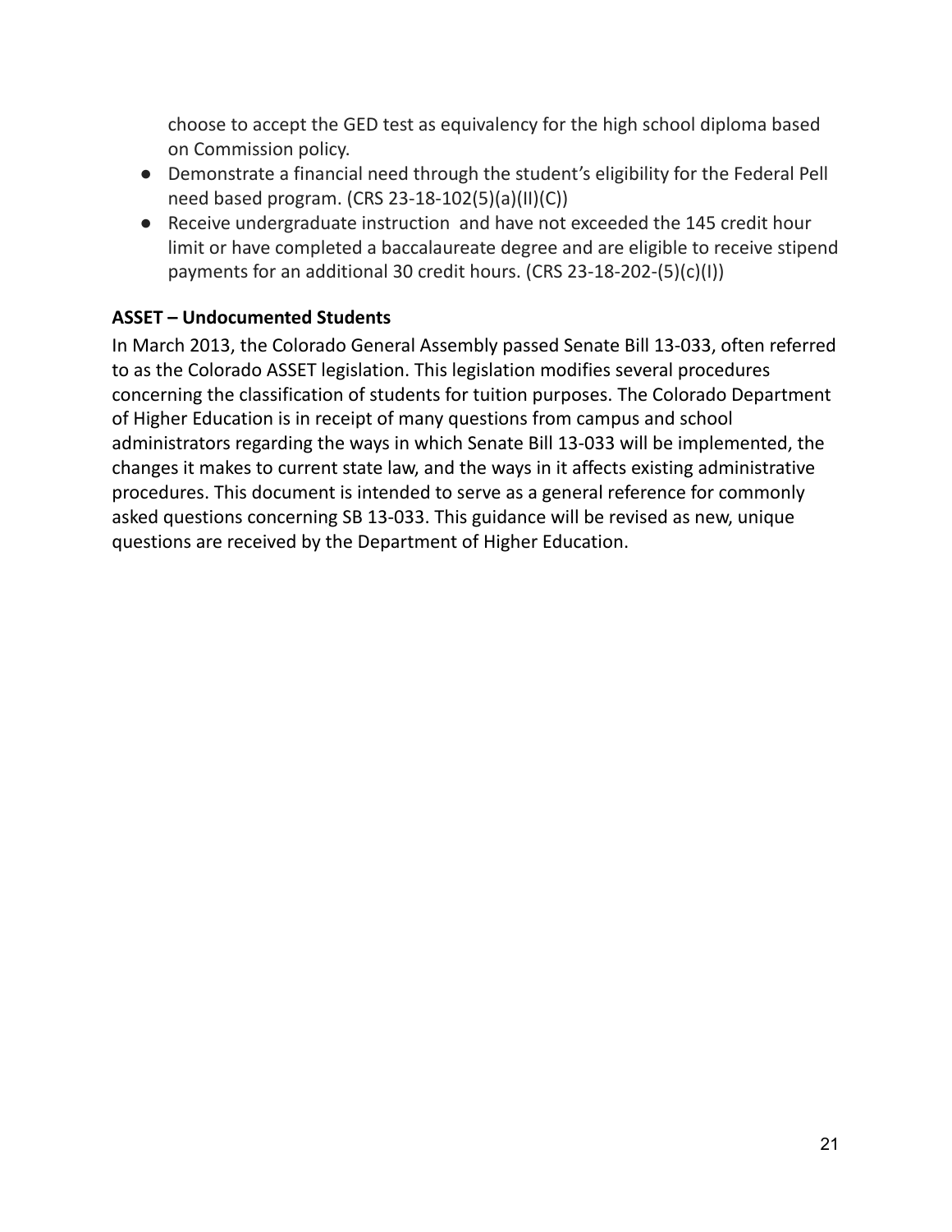choose to accept the GED test as equivalency for the high school diploma based on Commission policy.

- Demonstrate a financial need through the student's eligibility for the Federal Pell need based program. (CRS 23-18-102(5)(a)(II)(C))
- Receive undergraduate instruction and have not exceeded the 145 credit hour limit or have completed a baccalaureate degree and are eligible to receive stipend payments for an additional 30 credit hours. (CRS 23-18-202-(5)(c)(I))

**ASSET – Undocumented Students**

In March 2013, the Colorado General Assembly passed Senate Bill 13-033, often referred to as the Colorado ASSET legislation. This legislation modifies several procedures concerning the classification of students for tuition purposes. The Colorado Department of Higher Education is in receipt of many questions from campus and school administrators regarding the ways in which Senate Bill 13-033 will be implemented, the changes it makes to current state law, and the ways in it affects existing administrative procedures. This document is intended to serve as a general reference for commonly asked questions concerning SB 13-033. This guidance will be revised as new, unique questions are received by the Department of Higher Education.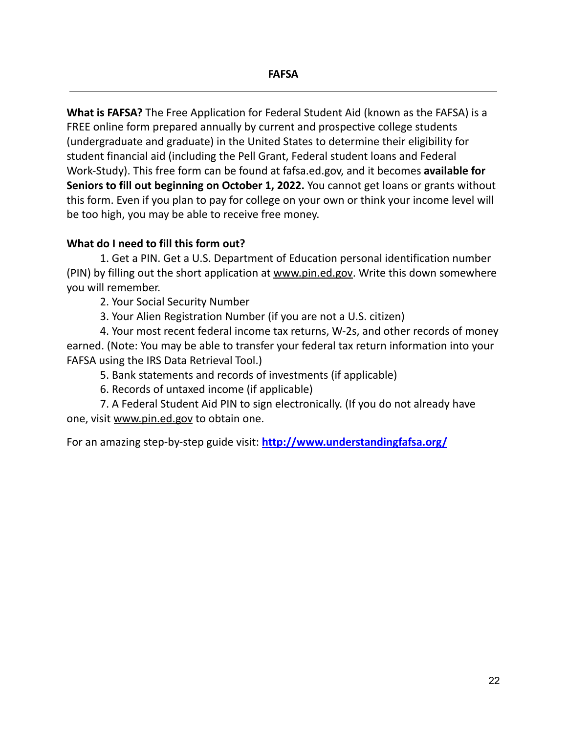# FAFSA

**What is FAFSA?** The Free Application for Federal Student Aid (known as the FAFSA) is a FREE online form prepared annually by current and prospective college students (undergraduate and graduate) in the United States to determine their eligibility for student financial aid (including the Pell Grant, Federal student loans and Federal Work-Study). This free form can be found at fafsa.ed.gov, and it becomes **available for Seniors to fill out beginning on October 1, 2022.** You cannot get loans or grants without this form. Even if you plan to pay for college on your own or think your income level will be too high, you may be able to receive free money.

**What do I need to fill this form out?**

1. Get a PIN. Get a U.S. Department of Education personal identification number (PIN) by filling out the short application at www.pin.ed.gov. Write this down somewhere you will remember.
2. Your Social Security Number
3. Your Alien Registration Number (if you are not a U.S. citizen)
4. Your most recent federal income tax returns, W-2s, and other records of money earned. (Note: You may be able to transfer your federal tax return information into your FAFSA using the IRS Data Retrieval Tool.)
5. Bank statements and records of investments (if applicable)
6. Records of untaxed income (if applicable)
7. A Federal Student Aid PIN to sign electronically. (If you do not already have one, visit www.pin.ed.gov to obtain one.

For an amazing step-by-step guide visit: **http://www.understandingfafsa.org/**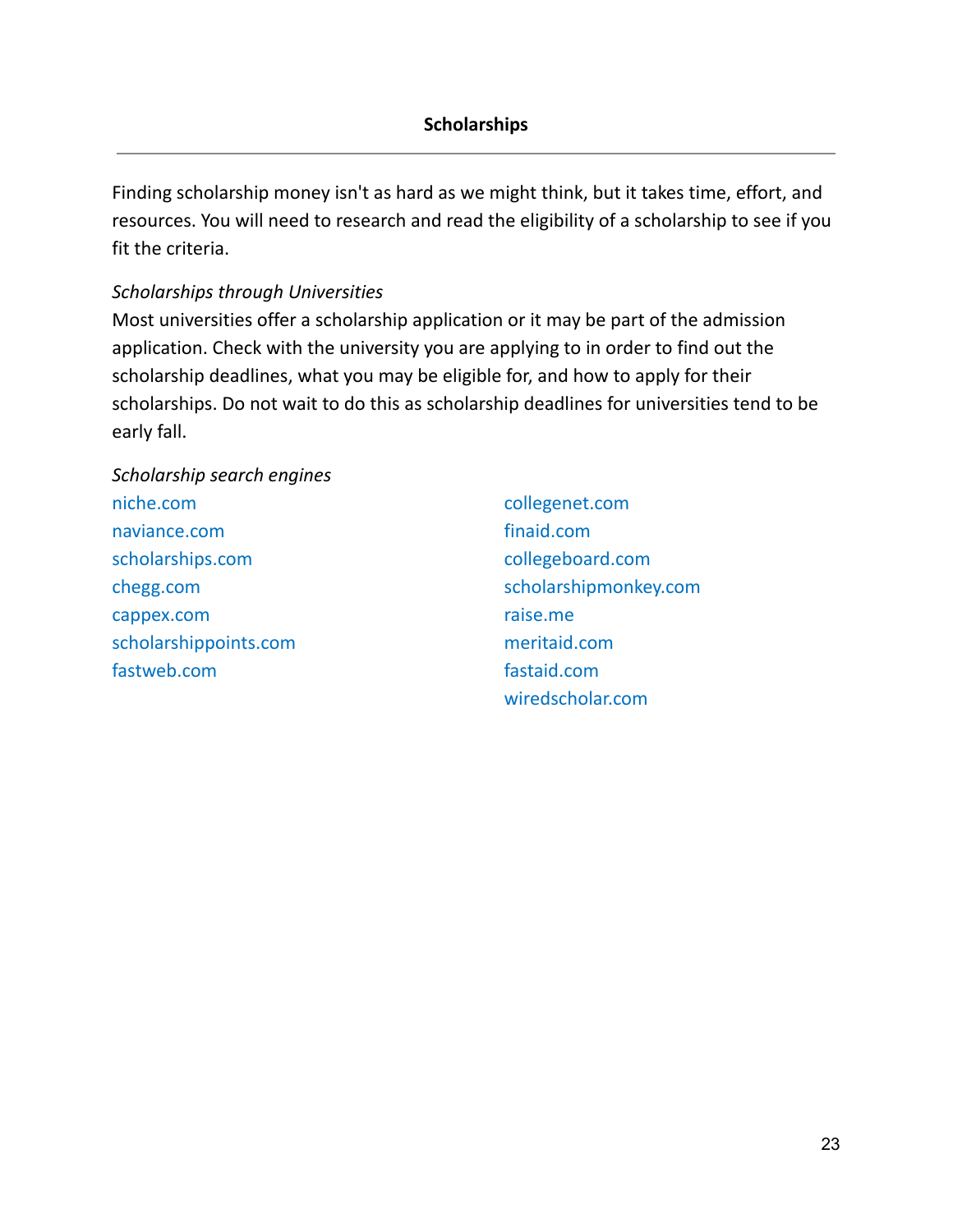# Scholarships

---

Finding scholarship money isn't as hard as we might think, but it takes time, effort, and resources. You will need to research and read the eligibility of a scholarship to see if you fit the criteria.

*Scholarships through Universities*

Most universities offer a scholarship application or it may be part of the admission application. Check with the university you are applying to in order to find out the scholarship deadlines, what you may be eligible for, and how to apply for their scholarships. Do not wait to do this as scholarship deadlines for universities tend to be early fall.

*Scholarship search engines*

- niche.com
- naviance.com
- scholarships.com
- chegg.com
- cappex.com
- scholarshippoints.com
- fastweb.com
- collegenet.com
- finaid.com
- collegeboard.com
- scholarshipmonkey.com
- raise.me
- meritaid.com
- fastaid.com
- wiredscholar.com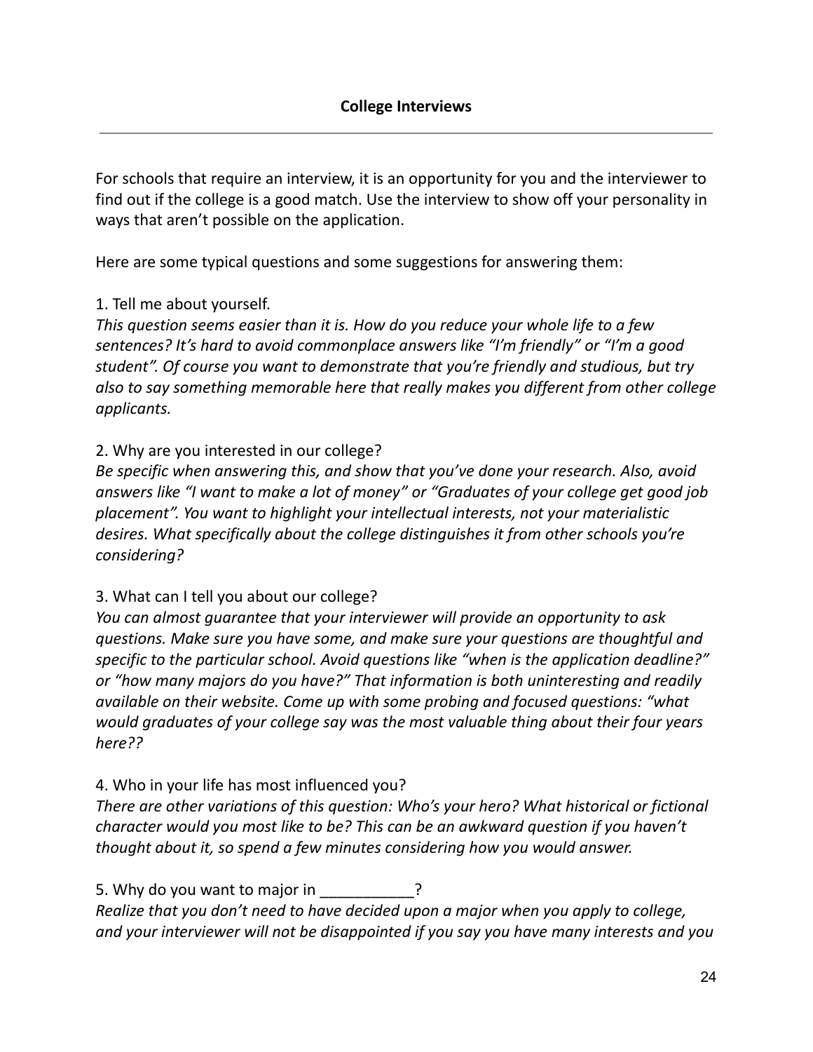## College Interviews

---

For schools that require an interview, it is an opportunity for you and the interviewer to find out if the college is a good match. Use the interview to show off your personality in ways that aren't possible on the application.

Here are some typical questions and some suggestions for answering them:

1. Tell me about yourself.
*This question seems easier than it is. How do you reduce your whole life to a few sentences? It's hard to avoid commonplace answers like "I'm friendly" or "I'm a good student". Of course you want to demonstrate that you're friendly and studious, but try also to say something memorable here that really makes you different from other college applicants.*

2. Why are you interested in our college?
*Be specific when answering this, and show that you've done your research. Also, avoid answers like "I want to make a lot of money" or "Graduates of your college get good job placement". You want to highlight your intellectual interests, not your materialistic desires. What specifically about the college distinguishes it from other schools you're considering?*

3. What can I tell you about our college?
*You can almost guarantee that your interviewer will provide an opportunity to ask questions. Make sure you have some, and make sure your questions are thoughtful and specific to the particular school. Avoid questions like "when is the application deadline?" or "how many majors do you have?" That information is both uninteresting and readily available on their website. Come up with some probing and focused questions: "what would graduates of your college say was the most valuable thing about their four years here??*

4. Who in your life has most influenced you?
*There are other variations of this question: Who's your hero? What historical or fictional character would you most like to be? This can be an awkward question if you haven't thought about it, so spend a few minutes considering how you would answer.*

5. Why do you want to major in ___________?
*Realize that you don't need to have decided upon a major when you apply to college, and your interviewer will not be disappointed if you say you have many interests and you*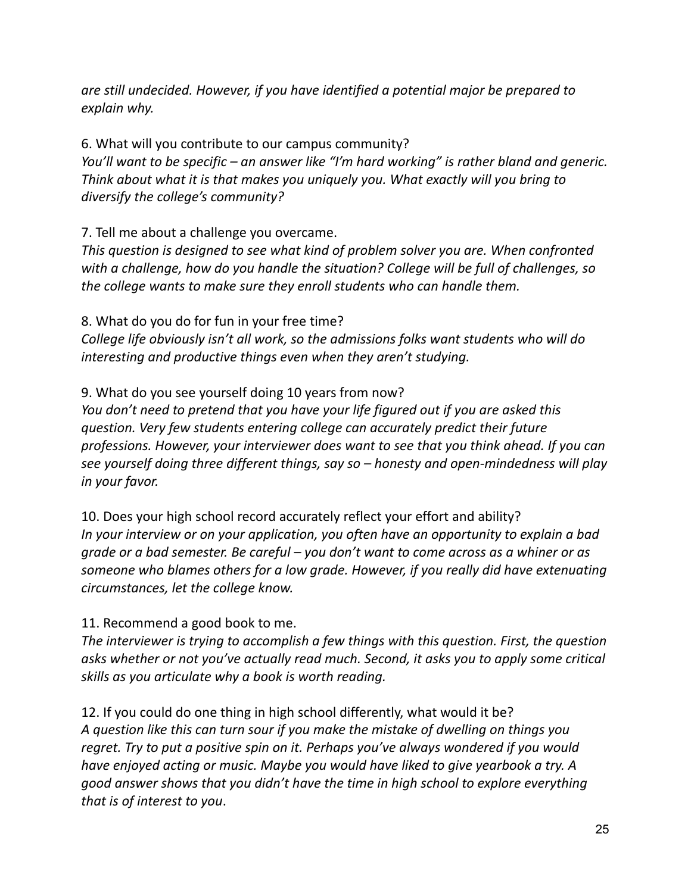*are still undecided. However, if you have identified a potential major be prepared to explain why.*

6. What will you contribute to our campus community?
*You'll want to be specific – an answer like "I'm hard working" is rather bland and generic. Think about what it is that makes you uniquely you. What exactly will you bring to diversify the college's community?*

7. Tell me about a challenge you overcame.
*This question is designed to see what kind of problem solver you are. When confronted with a challenge, how do you handle the situation? College will be full of challenges, so the college wants to make sure they enroll students who can handle them.*

8. What do you do for fun in your free time?
*College life obviously isn't all work, so the admissions folks want students who will do interesting and productive things even when they aren't studying.*

9. What do you see yourself doing 10 years from now?
*You don't need to pretend that you have your life figured out if you are asked this question. Very few students entering college can accurately predict their future professions. However, your interviewer does want to see that you think ahead. If you can see yourself doing three different things, say so – honesty and open-mindedness will play in your favor.*

10. Does your high school record accurately reflect your effort and ability?
*In your interview or on your application, you often have an opportunity to explain a bad grade or a bad semester. Be careful – you don't want to come across as a whiner or as someone who blames others for a low grade. However, if you really did have extenuating circumstances, let the college know.*

11. Recommend a good book to me.
*The interviewer is trying to accomplish a few things with this question. First, the question asks whether or not you've actually read much. Second, it asks you to apply some critical skills as you articulate why a book is worth reading.*

12. If you could do one thing in high school differently, what would it be?
*A question like this can turn sour if you make the mistake of dwelling on things you regret. Try to put a positive spin on it. Perhaps you've always wondered if you would have enjoyed acting or music. Maybe you would have liked to give yearbook a try. A good answer shows that you didn't have the time in high school to explore everything that is of interest to you*.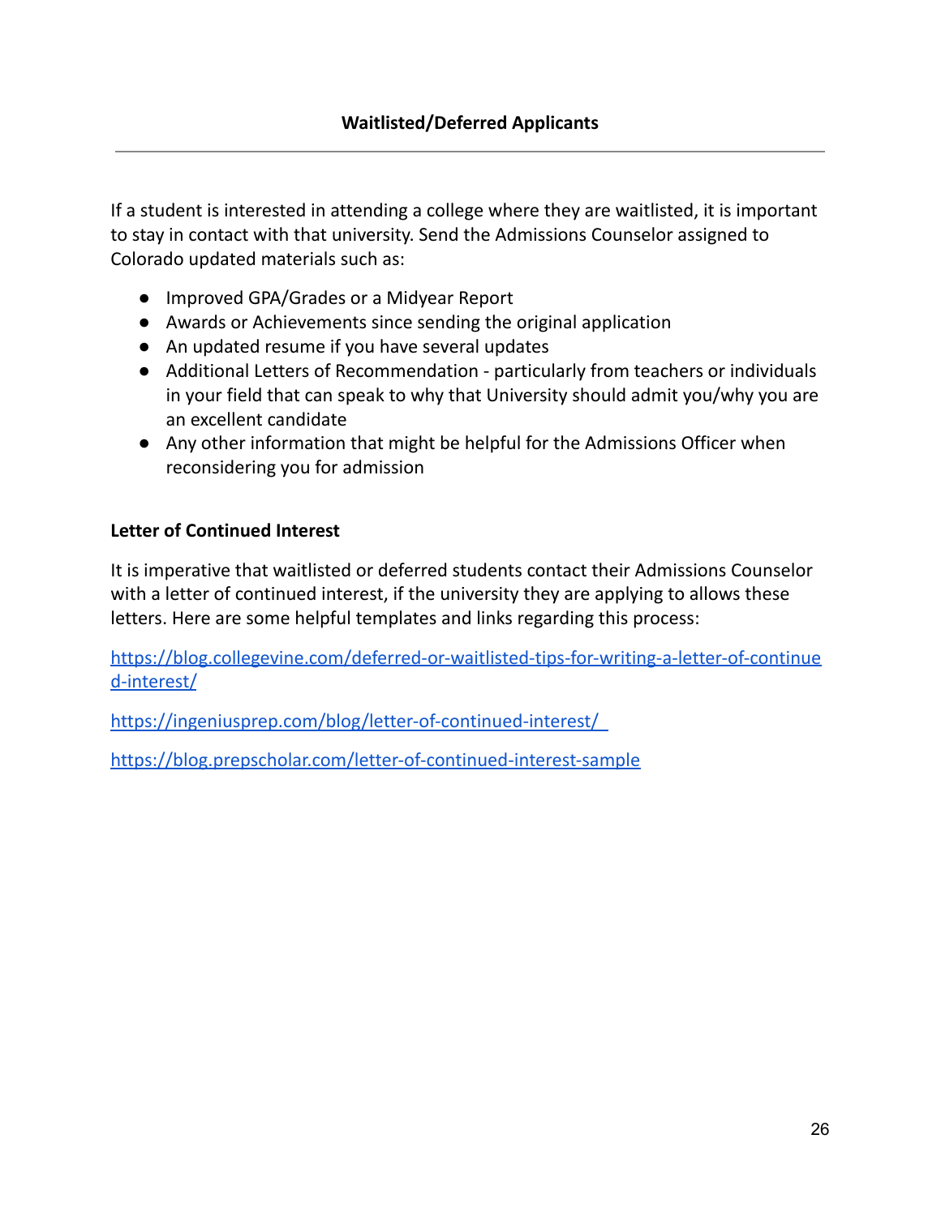## Waitlisted/Deferred Applicants

---

If a student is interested in attending a college where they are waitlisted, it is important to stay in contact with that university. Send the Admissions Counselor assigned to Colorado updated materials such as:

- Improved GPA/Grades or a Midyear Report
- Awards or Achievements since sending the original application
- An updated resume if you have several updates
- Additional Letters of Recommendation - particularly from teachers or individuals in your field that can speak to why that University should admit you/why you are an excellent candidate
- Any other information that might be helpful for the Admissions Officer when reconsidering you for admission

### Letter of Continued Interest

It is imperative that waitlisted or deferred students contact their Admissions Counselor with a letter of continued interest, if the university they are applying to allows these letters. Here are some helpful templates and links regarding this process:

https://blog.collegevine.com/deferred-or-waitlisted-tips-for-writing-a-letter-of-continued-interest/

https://ingeniusprep.com/blog/letter-of-continued-interest/

https://blog.prepscholar.com/letter-of-continued-interest-sample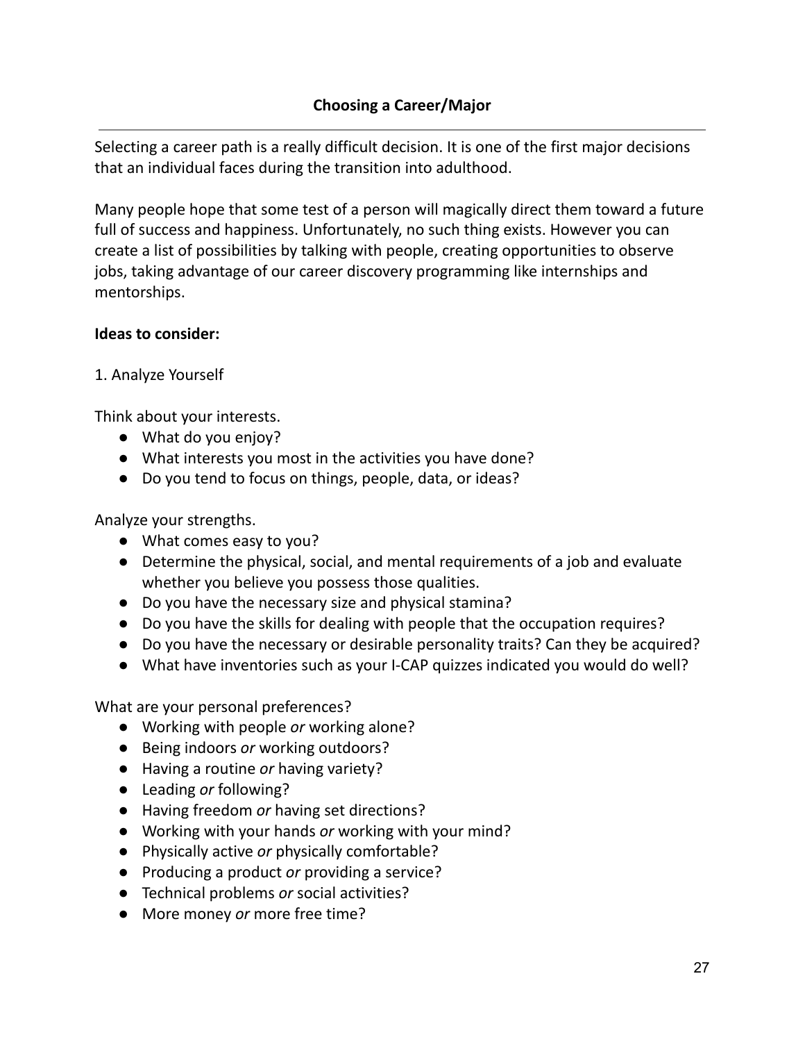## Choosing a Career/Major

---

Selecting a career path is a really difficult decision. It is one of the first major decisions that an individual faces during the transition into adulthood.

Many people hope that some test of a person will magically direct them toward a future full of success and happiness. Unfortunately, no such thing exists. However you can create a list of possibilities by talking with people, creating opportunities to observe jobs, taking advantage of our career discovery programming like internships and mentorships.

**Ideas to consider:**

1. Analyze Yourself

Think about your interests.

- What do you enjoy?
- What interests you most in the activities you have done?
- Do you tend to focus on things, people, data, or ideas?

Analyze your strengths.

- What comes easy to you?
- Determine the physical, social, and mental requirements of a job and evaluate whether you believe you possess those qualities.
- Do you have the necessary size and physical stamina?
- Do you have the skills for dealing with people that the occupation requires?
- Do you have the necessary or desirable personality traits? Can they be acquired?
- What have inventories such as your I-CAP quizzes indicated you would do well?

What are your personal preferences?

- Working with people *or* working alone?
- Being indoors *or* working outdoors?
- Having a routine *or* having variety?
- Leading *or* following?
- Having freedom *or* having set directions?
- Working with your hands *or* working with your mind?
- Physically active *or* physically comfortable?
- Producing a product *or* providing a service?
- Technical problems *or* social activities?
- More money *or* more free time?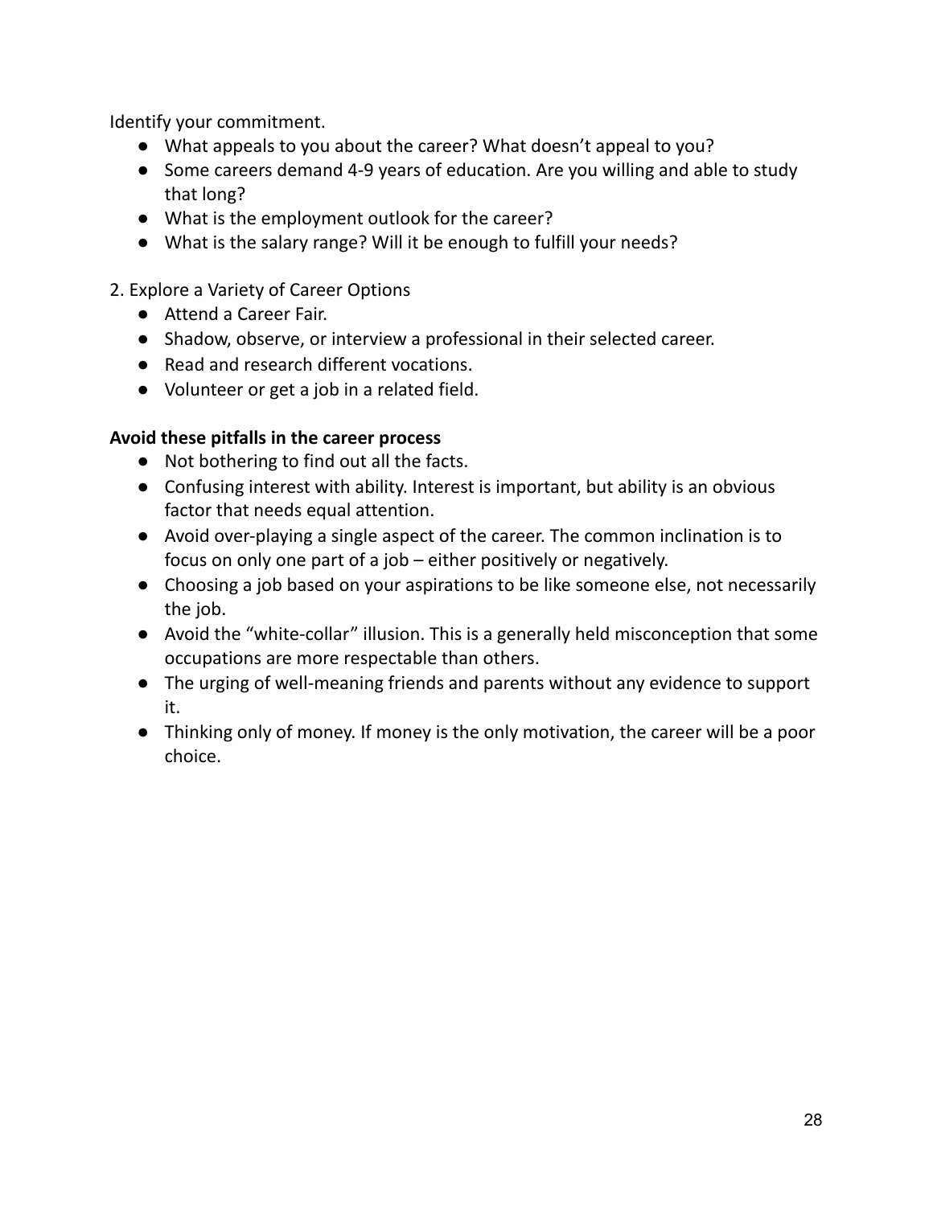Identify your commitment.

- What appeals to you about the career? What doesn't appeal to you?
- Some careers demand 4-9 years of education. Are you willing and able to study that long?
- What is the employment outlook for the career?
- What is the salary range? Will it be enough to fulfill your needs?

2. Explore a Variety of Career Options

- Attend a Career Fair.
- Shadow, observe, or interview a professional in their selected career.
- Read and research different vocations.
- Volunteer or get a job in a related field.

**Avoid these pitfalls in the career process**

- Not bothering to find out all the facts.
- Confusing interest with ability. Interest is important, but ability is an obvious factor that needs equal attention.
- Avoid over-playing a single aspect of the career. The common inclination is to focus on only one part of a job – either positively or negatively.
- Choosing a job based on your aspirations to be like someone else, not necessarily the job.
- Avoid the "white-collar" illusion. This is a generally held misconception that some occupations are more respectable than others.
- The urging of well-meaning friends and parents without any evidence to support it.
- Thinking only of money. If money is the only motivation, the career will be a poor choice.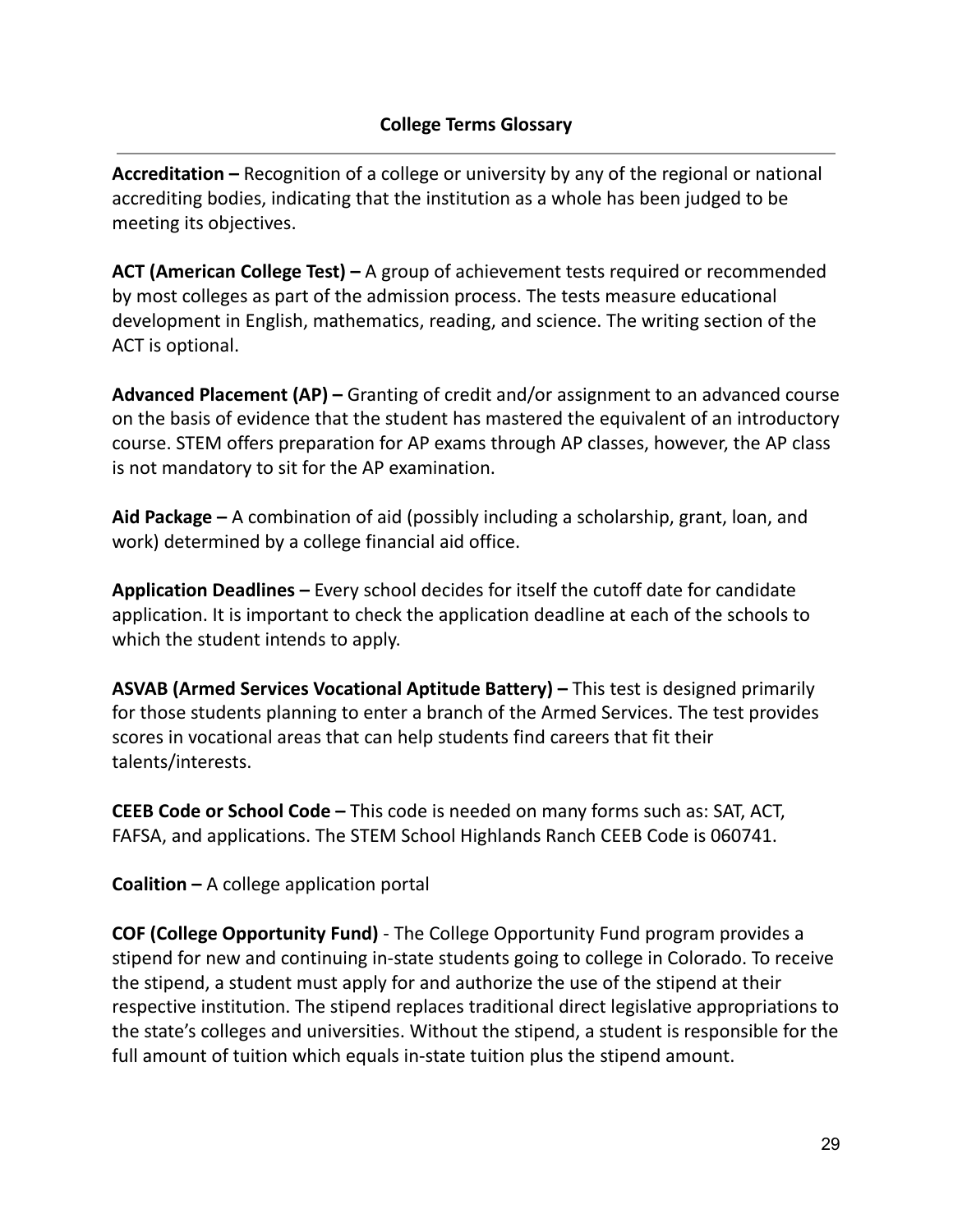## College Terms Glossary

---

**Accreditation –** Recognition of a college or university by any of the regional or national accrediting bodies, indicating that the institution as a whole has been judged to be meeting its objectives.

**ACT (American College Test) –** A group of achievement tests required or recommended by most colleges as part of the admission process. The tests measure educational development in English, mathematics, reading, and science. The writing section of the ACT is optional.

**Advanced Placement (AP) –** Granting of credit and/or assignment to an advanced course on the basis of evidence that the student has mastered the equivalent of an introductory course. STEM offers preparation for AP exams through AP classes, however, the AP class is not mandatory to sit for the AP examination.

**Aid Package –** A combination of aid (possibly including a scholarship, grant, loan, and work) determined by a college financial aid office.

**Application Deadlines –** Every school decides for itself the cutoff date for candidate application. It is important to check the application deadline at each of the schools to which the student intends to apply.

**ASVAB (Armed Services Vocational Aptitude Battery) –** This test is designed primarily for those students planning to enter a branch of the Armed Services. The test provides scores in vocational areas that can help students find careers that fit their talents/interests.

**CEEB Code or School Code –** This code is needed on many forms such as: SAT, ACT, FAFSA, and applications. The STEM School Highlands Ranch CEEB Code is 060741.

**Coalition –** A college application portal

**COF (College Opportunity Fund)** - The College Opportunity Fund program provides a stipend for new and continuing in-state students going to college in Colorado. To receive the stipend, a student must apply for and authorize the use of the stipend at their respective institution. The stipend replaces traditional direct legislative appropriations to the state's colleges and universities. Without the stipend, a student is responsible for the full amount of tuition which equals in-state tuition plus the stipend amount.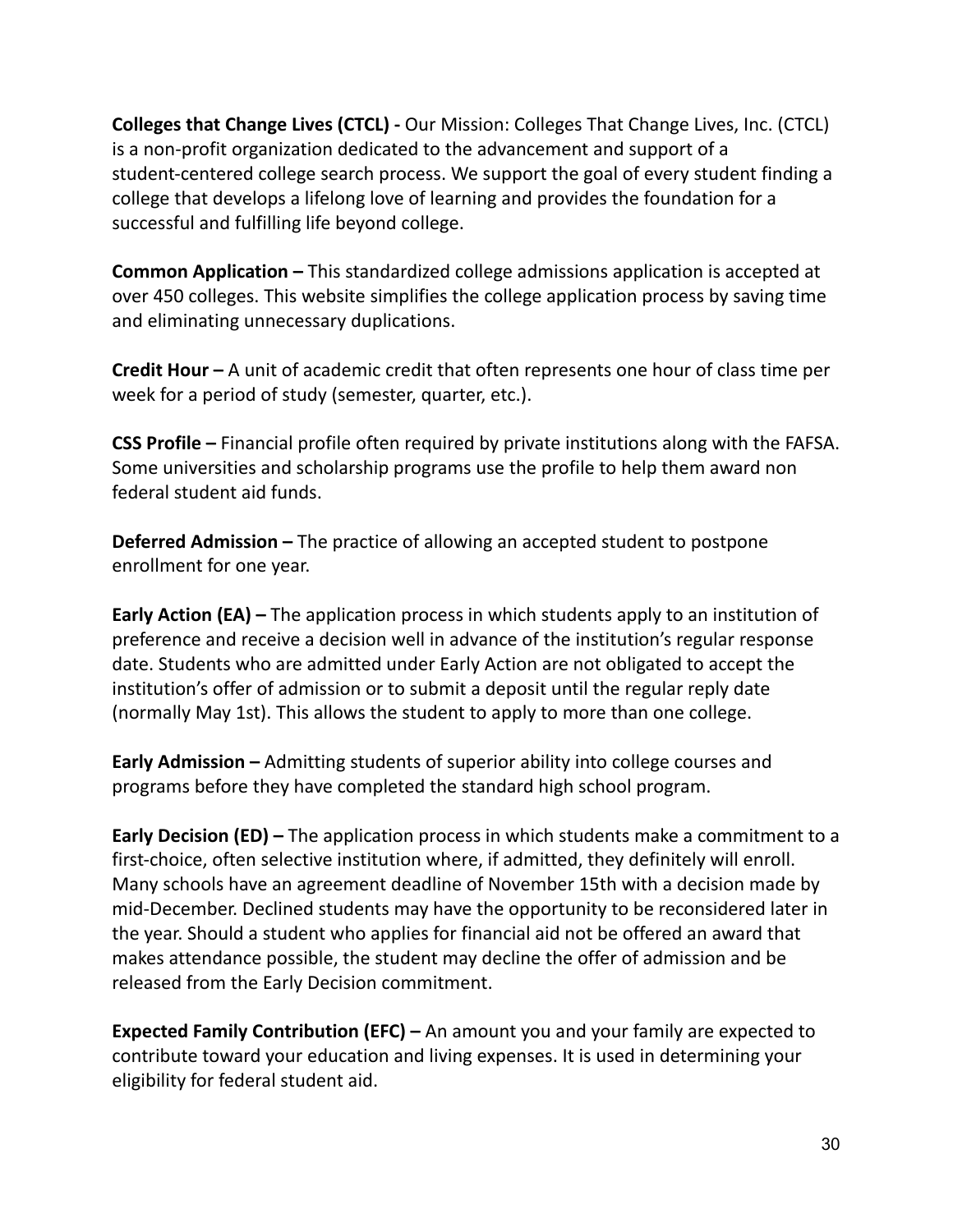**Colleges that Change Lives (CTCL) -** Our Mission: Colleges That Change Lives, Inc. (CTCL) is a non-profit organization dedicated to the advancement and support of a student-centered college search process. We support the goal of every student finding a college that develops a lifelong love of learning and provides the foundation for a successful and fulfilling life beyond college.

**Common Application –** This standardized college admissions application is accepted at over 450 colleges. This website simplifies the college application process by saving time and eliminating unnecessary duplications.

**Credit Hour –** A unit of academic credit that often represents one hour of class time per week for a period of study (semester, quarter, etc.).

**CSS Profile –** Financial profile often required by private institutions along with the FAFSA. Some universities and scholarship programs use the profile to help them award non federal student aid funds.

**Deferred Admission –** The practice of allowing an accepted student to postpone enrollment for one year.

**Early Action (EA) –** The application process in which students apply to an institution of preference and receive a decision well in advance of the institution's regular response date. Students who are admitted under Early Action are not obligated to accept the institution's offer of admission or to submit a deposit until the regular reply date (normally May 1st). This allows the student to apply to more than one college.

**Early Admission –** Admitting students of superior ability into college courses and programs before they have completed the standard high school program.

**Early Decision (ED) –** The application process in which students make a commitment to a first-choice, often selective institution where, if admitted, they definitely will enroll. Many schools have an agreement deadline of November 15th with a decision made by mid-December. Declined students may have the opportunity to be reconsidered later in the year. Should a student who applies for financial aid not be offered an award that makes attendance possible, the student may decline the offer of admission and be released from the Early Decision commitment.

**Expected Family Contribution (EFC) –** An amount you and your family are expected to contribute toward your education and living expenses. It is used in determining your eligibility for federal student aid.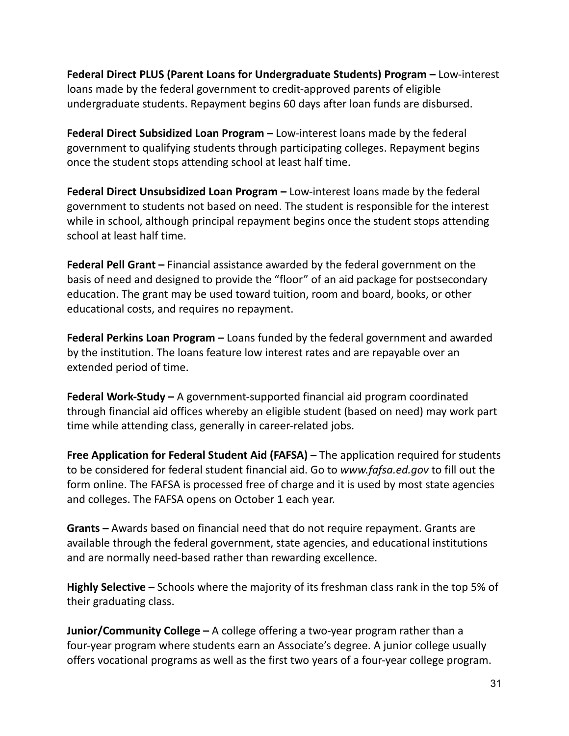**Federal Direct PLUS (Parent Loans for Undergraduate Students) Program –** Low-interest loans made by the federal government to credit-approved parents of eligible undergraduate students. Repayment begins 60 days after loan funds are disbursed.

**Federal Direct Subsidized Loan Program –** Low-interest loans made by the federal government to qualifying students through participating colleges. Repayment begins once the student stops attending school at least half time.

**Federal Direct Unsubsidized Loan Program –** Low-interest loans made by the federal government to students not based on need. The student is responsible for the interest while in school, although principal repayment begins once the student stops attending school at least half time.

**Federal Pell Grant –** Financial assistance awarded by the federal government on the basis of need and designed to provide the "floor" of an aid package for postsecondary education. The grant may be used toward tuition, room and board, books, or other educational costs, and requires no repayment.

**Federal Perkins Loan Program –** Loans funded by the federal government and awarded by the institution. The loans feature low interest rates and are repayable over an extended period of time.

**Federal Work-Study –** A government-supported financial aid program coordinated through financial aid offices whereby an eligible student (based on need) may work part time while attending class, generally in career-related jobs.

**Free Application for Federal Student Aid (FAFSA) –** The application required for students to be considered for federal student financial aid. Go to *www.fafsa.ed.gov* to fill out the form online. The FAFSA is processed free of charge and it is used by most state agencies and colleges. The FAFSA opens on October 1 each year.

**Grants –** Awards based on financial need that do not require repayment. Grants are available through the federal government, state agencies, and educational institutions and are normally need-based rather than rewarding excellence.

**Highly Selective –** Schools where the majority of its freshman class rank in the top 5% of their graduating class.

**Junior/Community College –** A college offering a two-year program rather than a four-year program where students earn an Associate's degree. A junior college usually offers vocational programs as well as the first two years of a four-year college program.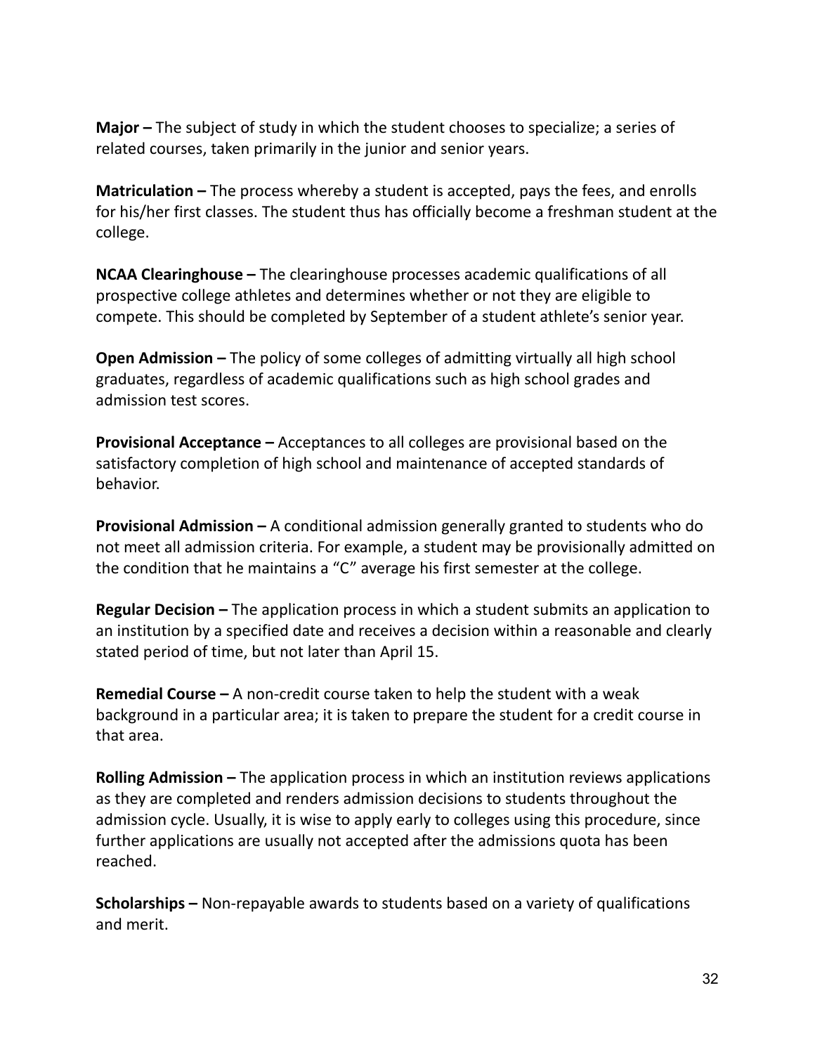**Major –** The subject of study in which the student chooses to specialize; a series of related courses, taken primarily in the junior and senior years.

**Matriculation –** The process whereby a student is accepted, pays the fees, and enrolls for his/her first classes. The student thus has officially become a freshman student at the college.

**NCAA Clearinghouse –** The clearinghouse processes academic qualifications of all prospective college athletes and determines whether or not they are eligible to compete. This should be completed by September of a student athlete's senior year.

**Open Admission –** The policy of some colleges of admitting virtually all high school graduates, regardless of academic qualifications such as high school grades and admission test scores.

**Provisional Acceptance –** Acceptances to all colleges are provisional based on the satisfactory completion of high school and maintenance of accepted standards of behavior.

**Provisional Admission –** A conditional admission generally granted to students who do not meet all admission criteria. For example, a student may be provisionally admitted on the condition that he maintains a "C" average his first semester at the college.

**Regular Decision –** The application process in which a student submits an application to an institution by a specified date and receives a decision within a reasonable and clearly stated period of time, but not later than April 15.

**Remedial Course –** A non-credit course taken to help the student with a weak background in a particular area; it is taken to prepare the student for a credit course in that area.

**Rolling Admission –** The application process in which an institution reviews applications as they are completed and renders admission decisions to students throughout the admission cycle. Usually, it is wise to apply early to colleges using this procedure, since further applications are usually not accepted after the admissions quota has been reached.

**Scholarships –** Non-repayable awards to students based on a variety of qualifications and merit.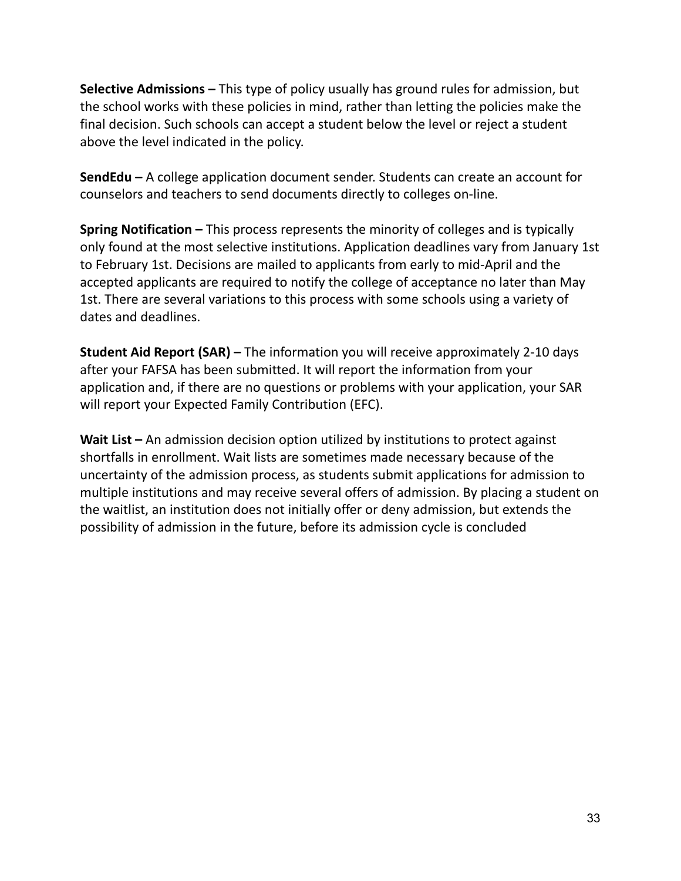**Selective Admissions –** This type of policy usually has ground rules for admission, but the school works with these policies in mind, rather than letting the policies make the final decision. Such schools can accept a student below the level or reject a student above the level indicated in the policy.

**SendEdu –** A college application document sender. Students can create an account for counselors and teachers to send documents directly to colleges on-line.

**Spring Notification –** This process represents the minority of colleges and is typically only found at the most selective institutions. Application deadlines vary from January 1st to February 1st. Decisions are mailed to applicants from early to mid-April and the accepted applicants are required to notify the college of acceptance no later than May 1st. There are several variations to this process with some schools using a variety of dates and deadlines.

**Student Aid Report (SAR) –** The information you will receive approximately 2-10 days after your FAFSA has been submitted. It will report the information from your application and, if there are no questions or problems with your application, your SAR will report your Expected Family Contribution (EFC).

**Wait List –** An admission decision option utilized by institutions to protect against shortfalls in enrollment. Wait lists are sometimes made necessary because of the uncertainty of the admission process, as students submit applications for admission to multiple institutions and may receive several offers of admission. By placing a student on the waitlist, an institution does not initially offer or deny admission, but extends the possibility of admission in the future, before its admission cycle is concluded